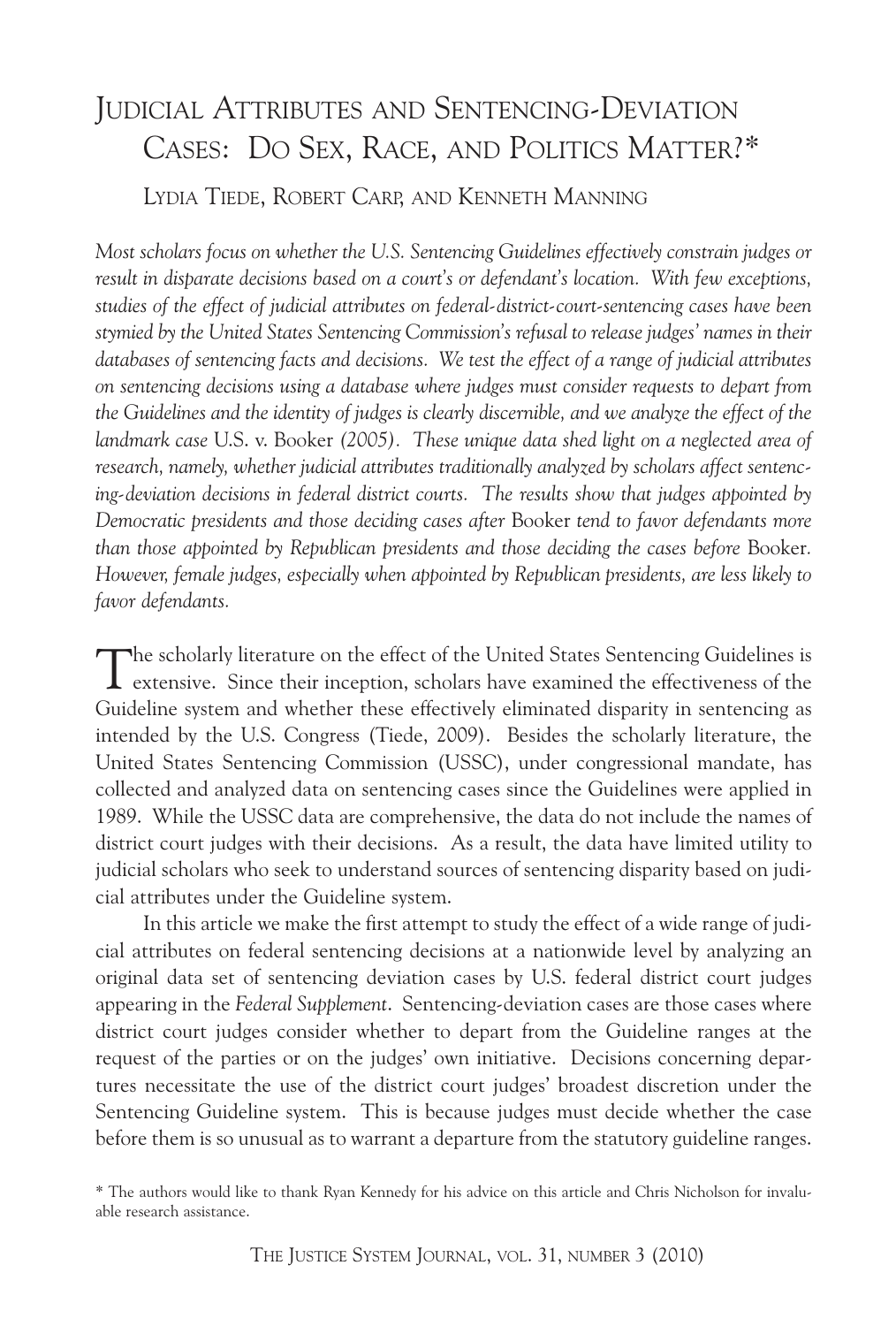# Judicial Attributes and Sentencing-Deviation Cases: Do Sex, Race, and Politics Matter?*

Lydia Tiede, Robert Carp, and Kenneth Manning

*Most scholars focus on whether the U.S. Sentencing Guidelines effectively constrain judges or result in disparate decisions based on a court's or defendant's location. With few exceptions, studies of the effect of judicial attributes on federal-district-court-sentencing cases have been stymied by the United States Sentencing Commission's refusal to release judges' names in their databases of sentencing facts and decisions. We test the effect of a range of judicial attributes on sentencing decisions using a database where judges must consider requests to depart from the Guidelines and the identity of judges is clearly discernible, and we analyze the effect of the landmark case* U.S. v. Booker *(2005). These unique data shed light on a neglected area of research, namely, whether judicial attributes traditionally analyzed by scholars affect sentencing-deviation decisions in federal district courts. The results show that judges appointed by Democratic presidents and those deciding cases after* Booker *tend to favor defendants more than those appointed by Republican presidents and those deciding the cases before* Booker*. However, female judges, especially when appointed by Republican presidents, are less likely to favor defendants.*

The scholarly literature on the effect of the United States Sentencing Guidelines is extensive. Since their inception, scholars have examined the effectiveness of the Guideline system and whether these effectively eliminated disparity in sentencing as intended by the U.S. Congress (Tiede, 2009). Besides the scholarly literature, the United States Sentencing Commission (USSC), under congressional mandate, has collected and analyzed data on sentencing cases since the Guidelines were applied in 1989. While the USSC data are comprehensive, the data do not include the names of district court judges with their decisions. As a result, the data have limited utility to judicial scholars who seek to understand sources of sentencing disparity based on judicial attributes under the Guideline system.

In this article we make the first attempt to study the effect of a wide range of judicial attributes on federal sentencing decisions at a nationwide level by analyzing an original data set of sentencing deviation cases by U.S. federal district court judges appearing in the *Federal Supplement*. Sentencing-deviation cases are those cases where district court judges consider whether to depart from the Guideline ranges at the request of the parties or on the judges' own initiative. Decisions concerning departures necessitate the use of the district court judges' broadest discretion under the Sentencing Guideline system. This is because judges must decide whether the case before them is so unusual as to warrant a departure from the statutory guideline ranges.

\* The authors would like to thank Ryan Kennedy for his advice on this article and Chris Nicholson for invaluable research assistance.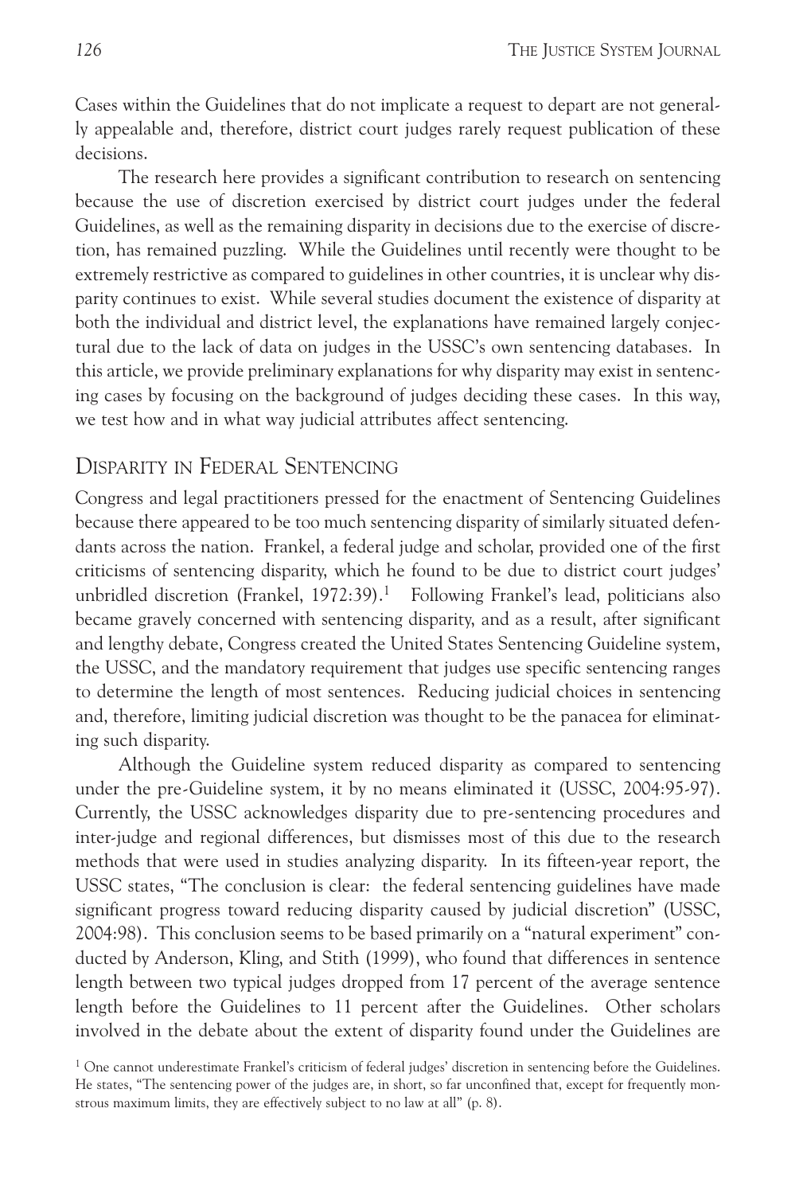Cases within the Guidelines that do not implicate a request to depart are not generally appealable and, therefore, district court judges rarely request publication of these decisions.

The research here provides a significant contribution to research on sentencing because the use of discretion exercised by district court judges under the federal Guidelines, as well as the remaining disparity in decisions due to the exercise of discretion, has remained puzzling. While the Guidelines until recently were thought to be extremely restrictive as compared to guidelines in other countries, it is unclear why disparity continues to exist. While several studies document the existence of disparity at both the individual and district level, the explanations have remained largely conjectural due to the lack of data on judges in the USSC's own sentencing databases. In this article, we provide preliminary explanations for why disparity may exist in sentencing cases by focusing on the background of judges deciding these cases. In this way, we test how and in what way judicial attributes affect sentencing.

## Disparity in Federal Sentencing

Congress and legal practitioners pressed for the enactment of Sentencing Guidelines because there appeared to be too much sentencing disparity of similarly situated defendants across the nation. Frankel, a federal judge and scholar, provided one of the first criticisms of sentencing disparity, which he found to be due to district court judges' unbridled discretion (Frankel, 1972:39).[1] Following Frankel's lead, politicians also became gravely concerned with sentencing disparity, and as a result, after significant and lengthy debate, Congress created the United States Sentencing Guideline system, the USSC, and the mandatory requirement that judges use specific sentencing ranges to determine the length of most sentences. Reducing judicial choices in sentencing and, therefore, limiting judicial discretion was thought to be the panacea for eliminating such disparity.

Although the Guideline system reduced disparity as compared to sentencing under the pre-Guideline system, it by no means eliminated it (USSC, 2004:95-97). Currently, the USSC acknowledges disparity due to pre-sentencing procedures and inter-judge and regional differences, but dismisses most of this due to the research methods that were used in studies analyzing disparity. In its fifteen-year report, the USSC states, "The conclusion is clear: the federal sentencing guidelines have made significant progress toward reducing disparity caused by judicial discretion" (USSC, 2004:98). This conclusion seems to be based primarily on a "natural experiment" conducted by Anderson, Kling, and Stith (1999), who found that differences in sentence length between two typical judges dropped from 17 percent of the average sentence length before the Guidelines to 11 percent after the Guidelines. Other scholars involved in the debate about the extent of disparity found under the Guidelines are

[1] One cannot underestimate Frankel's criticism of federal judges' discretion in sentencing before the Guidelines. He states, "The sentencing power of the judges are, in short, so far unconfined that, except for frequently monstrous maximum limits, they are effectively subject to no law at all" (p. 8).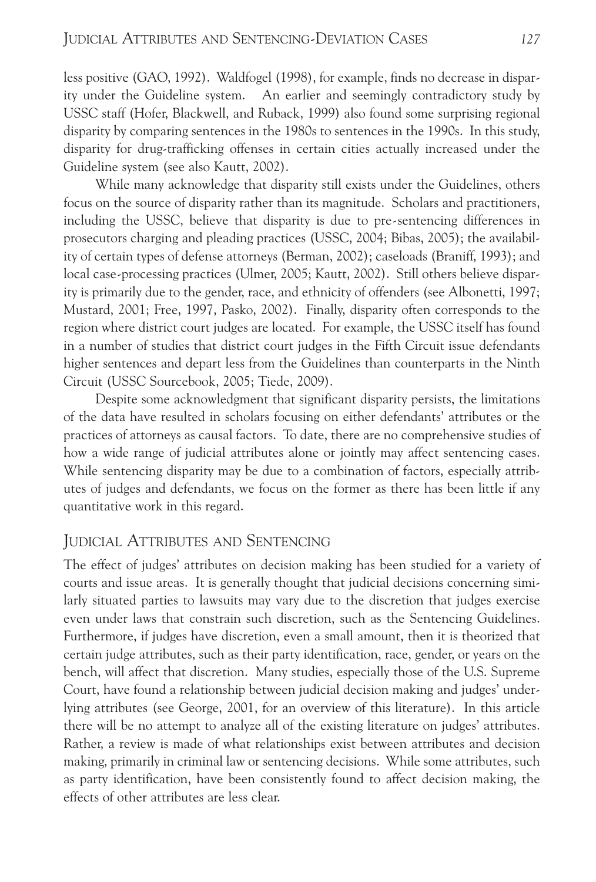less positive (GAO, 1992). Waldfogel (1998), for example, finds no decrease in disparity under the Guideline system. An earlier and seemingly contradictory study by USSC staff (Hofer, Blackwell, and Ruback, 1999) also found some surprising regional disparity by comparing sentences in the 1980s to sentences in the 1990s. In this study, disparity for drug-trafficking offenses in certain cities actually increased under the Guideline system (see also Kautt, 2002).

While many acknowledge that disparity still exists under the Guidelines, others focus on the source of disparity rather than its magnitude. Scholars and practitioners, including the USSC, believe that disparity is due to pre-sentencing differences in prosecutors charging and pleading practices (USSC, 2004; Bibas, 2005); the availability of certain types of defense attorneys (Berman, 2002); caseloads (Braniff, 1993); and local case-processing practices (Ulmer, 2005; Kautt, 2002). Still others believe disparity is primarily due to the gender, race, and ethnicity of offenders (see Albonetti, 1997; Mustard, 2001; Free, 1997, Pasko, 2002). Finally, disparity often corresponds to the region where district court judges are located. For example, the USSC itself has found in a number of studies that district court judges in the Fifth Circuit issue defendants higher sentences and depart less from the Guidelines than counterparts in the Ninth Circuit (USSC Sourcebook, 2005; Tiede, 2009).

Despite some acknowledgment that significant disparity persists, the limitations of the data have resulted in scholars focusing on either defendants' attributes or the practices of attorneys as causal factors. To date, there are no comprehensive studies of how a wide range of judicial attributes alone or jointly may affect sentencing cases. While sentencing disparity may be due to a combination of factors, especially attributes of judges and defendants, we focus on the former as there has been little if any quantitative work in this regard.

## Judicial Attributes and Sentencing

The effect of judges' attributes on decision making has been studied for a variety of courts and issue areas. It is generally thought that judicial decisions concerning similarly situated parties to lawsuits may vary due to the discretion that judges exercise even under laws that constrain such discretion, such as the Sentencing Guidelines. Furthermore, if judges have discretion, even a small amount, then it is theorized that certain judge attributes, such as their party identification, race, gender, or years on the bench, will affect that discretion. Many studies, especially those of the U.S. Supreme Court, have found a relationship between judicial decision making and judges' underlying attributes (see George, 2001, for an overview of this literature). In this article there will be no attempt to analyze all of the existing literature on judges' attributes. Rather, a review is made of what relationships exist between attributes and decision making, primarily in criminal law or sentencing decisions. While some attributes, such as party identification, have been consistently found to affect decision making, the effects of other attributes are less clear.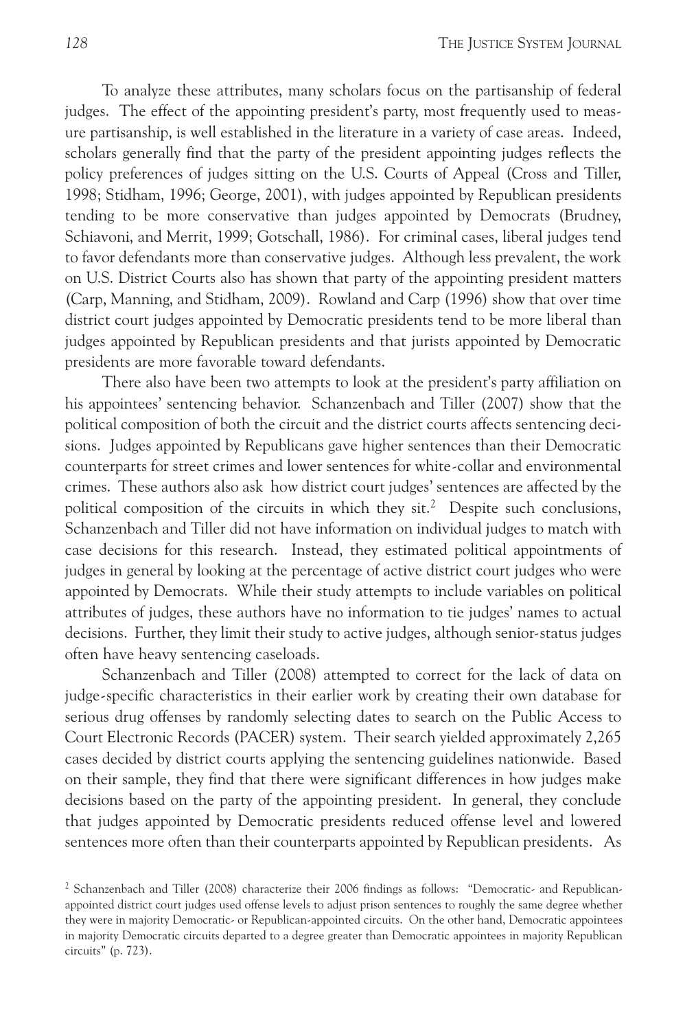To analyze these attributes, many scholars focus on the partisanship of federal judges. The effect of the appointing president's party, most frequently used to measure partisanship, is well established in the literature in a variety of case areas. Indeed, scholars generally find that the party of the president appointing judges reflects the policy preferences of judges sitting on the U.S. Courts of Appeal (Cross and Tiller, 1998; Stidham, 1996; George, 2001), with judges appointed by Republican presidents tending to be more conservative than judges appointed by Democrats (Brudney, Schiavoni, and Merrit, 1999; Gotschall, 1986). For criminal cases, liberal judges tend to favor defendants more than conservative judges. Although less prevalent, the work on U.S. District Courts also has shown that party of the appointing president matters (Carp, Manning, and Stidham, 2009). Rowland and Carp (1996) show that over time district court judges appointed by Democratic presidents tend to be more liberal than judges appointed by Republican presidents and that jurists appointed by Democratic presidents are more favorable toward defendants.

There also have been two attempts to look at the president's party affiliation on his appointees' sentencing behavior. Schanzenbach and Tiller (2007) show that the political composition of both the circuit and the district courts affects sentencing decisions. Judges appointed by Republicans gave higher sentences than their Democratic counterparts for street crimes and lower sentences for white-collar and environmental crimes. These authors also ask how district court judges' sentences are affected by the political composition of the circuits in which they sit.[2] Despite such conclusions, Schanzenbach and Tiller did not have information on individual judges to match with case decisions for this research. Instead, they estimated political appointments of judges in general by looking at the percentage of active district court judges who were appointed by Democrats. While their study attempts to include variables on political attributes of judges, these authors have no information to tie judges' names to actual decisions. Further, they limit their study to active judges, although senior-status judges often have heavy sentencing caseloads.

Schanzenbach and Tiller (2008) attempted to correct for the lack of data on judge-specific characteristics in their earlier work by creating their own database for serious drug offenses by randomly selecting dates to search on the Public Access to Court Electronic Records (PACER) system. Their search yielded approximately 2,265 cases decided by district courts applying the sentencing guidelines nationwide. Based on their sample, they find that there were significant differences in how judges make decisions based on the party of the appointing president. In general, they conclude that judges appointed by Democratic presidents reduced offense level and lowered sentences more often than their counterparts appointed by Republican presidents. As

[2] Schanzenbach and Tiller (2008) characterize their 2006 findings as follows: "Democratic- and Republican-appointed district court judges used offense levels to adjust prison sentences to roughly the same degree whether they were in majority Democratic- or Republican-appointed circuits. On the other hand, Democratic appointees in majority Democratic circuits departed to a degree greater than Democratic appointees in majority Republican circuits" (p. 723).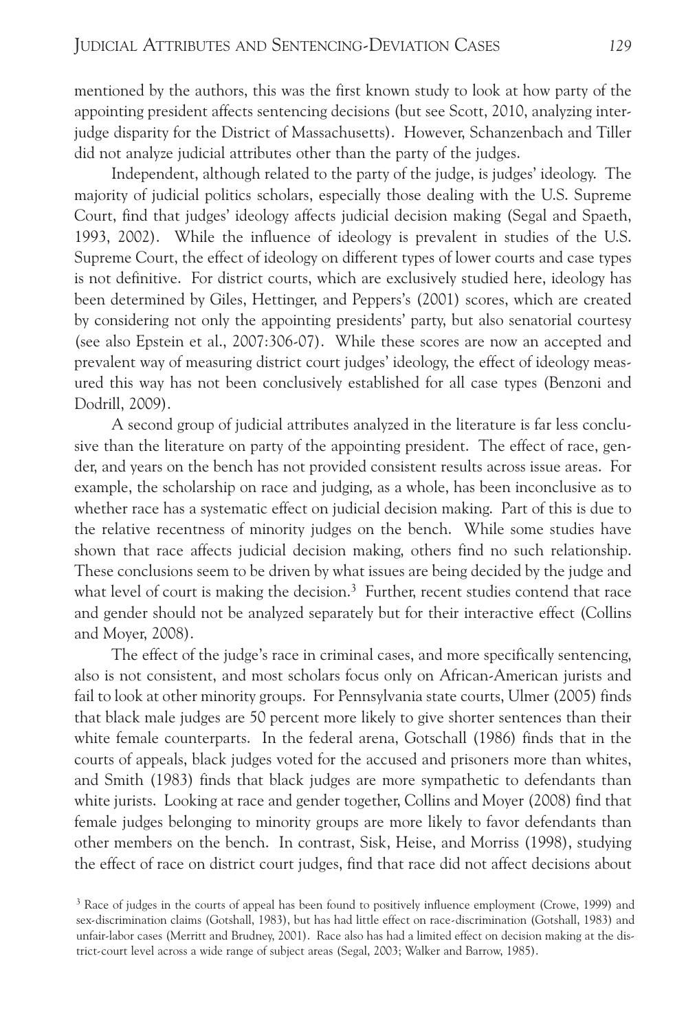mentioned by the authors, this was the first known study to look at how party of the appointing president affects sentencing decisions (but see Scott, 2010, analyzing inter-judge disparity for the District of Massachusetts). However, Schanzenbach and Tiller did not analyze judicial attributes other than the party of the judges.

Independent, although related to the party of the judge, is judges' ideology. The majority of judicial politics scholars, especially those dealing with the U.S. Supreme Court, find that judges' ideology affects judicial decision making (Segal and Spaeth, 1993, 2002). While the influence of ideology is prevalent in studies of the U.S. Supreme Court, the effect of ideology on different types of lower courts and case types is not definitive. For district courts, which are exclusively studied here, ideology has been determined by Giles, Hettinger, and Peppers's (2001) scores, which are created by considering not only the appointing presidents' party, but also senatorial courtesy (see also Epstein et al., 2007:306-07). While these scores are now an accepted and prevalent way of measuring district court judges' ideology, the effect of ideology measured this way has not been conclusively established for all case types (Benzoni and Dodrill, 2009).

A second group of judicial attributes analyzed in the literature is far less conclusive than the literature on party of the appointing president. The effect of race, gender, and years on the bench has not provided consistent results across issue areas. For example, the scholarship on race and judging, as a whole, has been inconclusive as to whether race has a systematic effect on judicial decision making. Part of this is due to the relative recentness of minority judges on the bench. While some studies have shown that race affects judicial decision making, others find no such relationship. These conclusions seem to be driven by what issues are being decided by the judge and what level of court is making the decision.[3] Further, recent studies contend that race and gender should not be analyzed separately but for their interactive effect (Collins and Moyer, 2008).

The effect of the judge's race in criminal cases, and more specifically sentencing, also is not consistent, and most scholars focus only on African-American jurists and fail to look at other minority groups. For Pennsylvania state courts, Ulmer (2005) finds that black male judges are 50 percent more likely to give shorter sentences than their white female counterparts. In the federal arena, Gotschall (1986) finds that in the courts of appeals, black judges voted for the accused and prisoners more than whites, and Smith (1983) finds that black judges are more sympathetic to defendants than white jurists. Looking at race and gender together, Collins and Moyer (2008) find that female judges belonging to minority groups are more likely to favor defendants than other members on the bench. In contrast, Sisk, Heise, and Morriss (1998), studying the effect of race on district court judges, find that race did not affect decisions about

[3] Race of judges in the courts of appeal has been found to positively influence employment (Crowe, 1999) and sex-discrimination claims (Gotshall, 1983), but has had little effect on race-discrimination (Gotshall, 1983) and unfair-labor cases (Merritt and Brudney, 2001). Race also has had a limited effect on decision making at the district-court level across a wide range of subject areas (Segal, 2003; Walker and Barrow, 1985).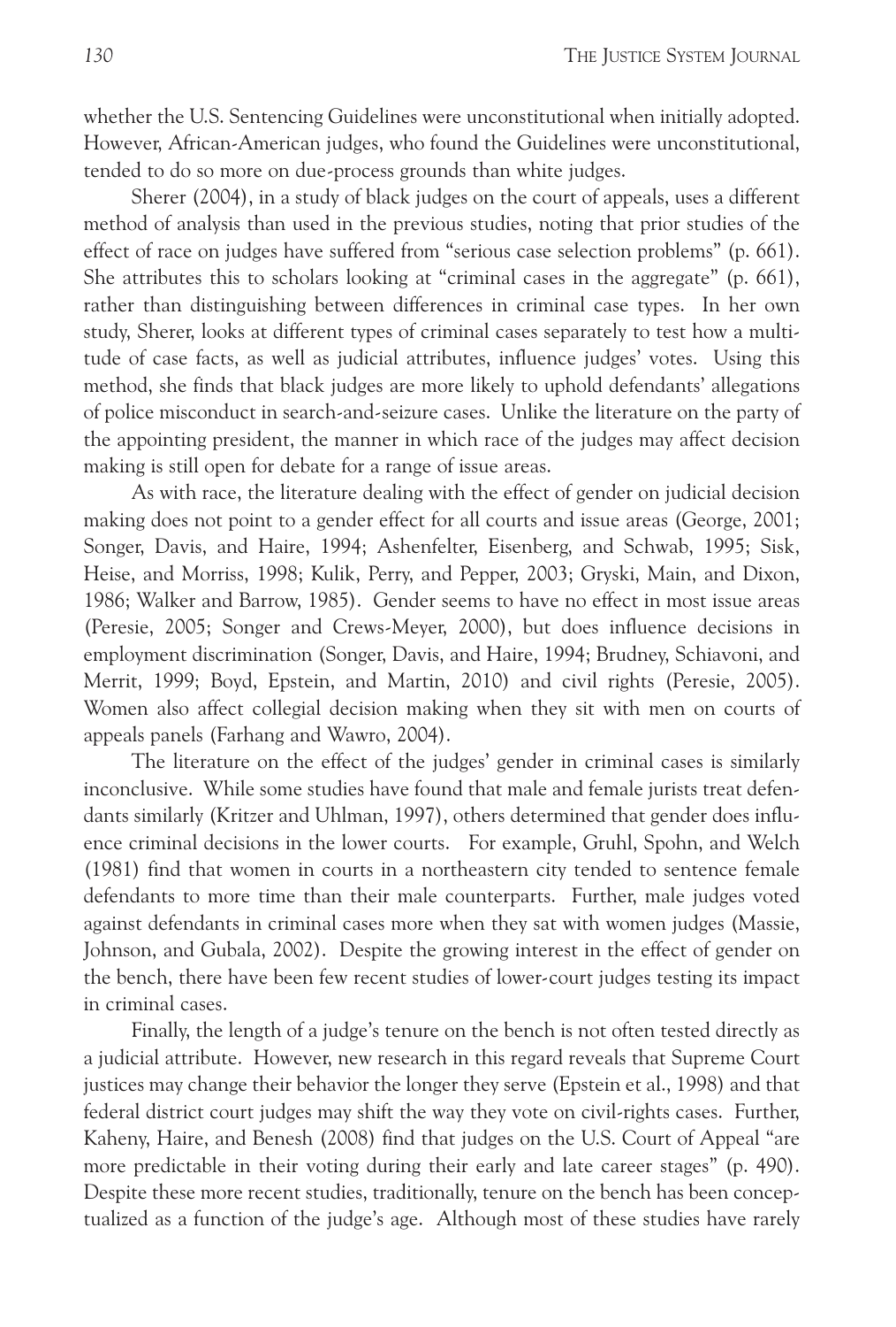whether the U.S. Sentencing Guidelines were unconstitutional when initially adopted. However, African-American judges, who found the Guidelines were unconstitutional, tended to do so more on due-process grounds than white judges.

Sherer (2004), in a study of black judges on the court of appeals, uses a different method of analysis than used in the previous studies, noting that prior studies of the effect of race on judges have suffered from "serious case selection problems" (p. 661). She attributes this to scholars looking at "criminal cases in the aggregate" (p. 661), rather than distinguishing between differences in criminal case types. In her own study, Sherer, looks at different types of criminal cases separately to test how a multitude of case facts, as well as judicial attributes, influence judges' votes. Using this method, she finds that black judges are more likely to uphold defendants' allegations of police misconduct in search-and-seizure cases. Unlike the literature on the party of the appointing president, the manner in which race of the judges may affect decision making is still open for debate for a range of issue areas.

As with race, the literature dealing with the effect of gender on judicial decision making does not point to a gender effect for all courts and issue areas (George, 2001; Songer, Davis, and Haire, 1994; Ashenfelter, Eisenberg, and Schwab, 1995; Sisk, Heise, and Morriss, 1998; Kulik, Perry, and Pepper, 2003; Gryski, Main, and Dixon, 1986; Walker and Barrow, 1985). Gender seems to have no effect in most issue areas (Peresie, 2005; Songer and Crews-Meyer, 2000), but does influence decisions in employment discrimination (Songer, Davis, and Haire, 1994; Brudney, Schiavoni, and Merrit, 1999; Boyd, Epstein, and Martin, 2010) and civil rights (Peresie, 2005). Women also affect collegial decision making when they sit with men on courts of appeals panels (Farhang and Wawro, 2004).

The literature on the effect of the judges' gender in criminal cases is similarly inconclusive. While some studies have found that male and female jurists treat defendants similarly (Kritzer and Uhlman, 1997), others determined that gender does influence criminal decisions in the lower courts. For example, Gruhl, Spohn, and Welch (1981) find that women in courts in a northeastern city tended to sentence female defendants to more time than their male counterparts. Further, male judges voted against defendants in criminal cases more when they sat with women judges (Massie, Johnson, and Gubala, 2002). Despite the growing interest in the effect of gender on the bench, there have been few recent studies of lower-court judges testing its impact in criminal cases.

Finally, the length of a judge's tenure on the bench is not often tested directly as a judicial attribute. However, new research in this regard reveals that Supreme Court justices may change their behavior the longer they serve (Epstein et al., 1998) and that federal district court judges may shift the way they vote on civil-rights cases. Further, Kaheny, Haire, and Benesh (2008) find that judges on the U.S. Court of Appeal "are more predictable in their voting during their early and late career stages" (p. 490). Despite these more recent studies, traditionally, tenure on the bench has been conceptualized as a function of the judge's age. Although most of these studies have rarely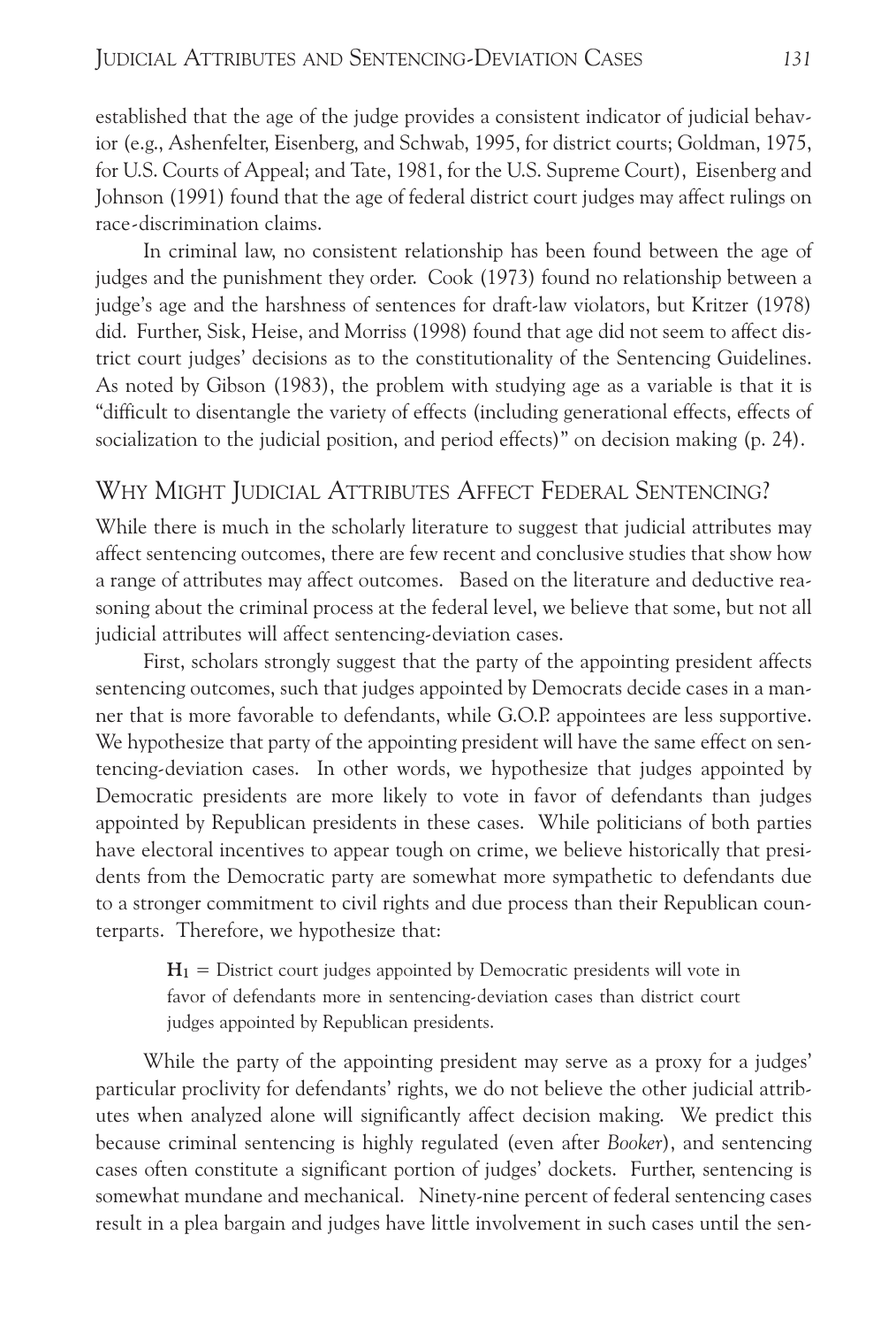established that the age of the judge provides a consistent indicator of judicial behavior (e.g., Ashenfelter, Eisenberg, and Schwab, 1995, for district courts; Goldman, 1975, for U.S. Courts of Appeal; and Tate, 1981, for the U.S. Supreme Court), Eisenberg and Johnson (1991) found that the age of federal district court judges may affect rulings on race-discrimination claims.

In criminal law, no consistent relationship has been found between the age of judges and the punishment they order. Cook (1973) found no relationship between a judge's age and the harshness of sentences for draft-law violators, but Kritzer (1978) did. Further, Sisk, Heise, and Morriss (1998) found that age did not seem to affect district court judges' decisions as to the constitutionality of the Sentencing Guidelines. As noted by Gibson (1983), the problem with studying age as a variable is that it is "difficult to disentangle the variety of effects (including generational effects, effects of socialization to the judicial position, and period effects)" on decision making (p. 24).

## Why Might Judicial Attributes Affect Federal Sentencing?

While there is much in the scholarly literature to suggest that judicial attributes may affect sentencing outcomes, there are few recent and conclusive studies that show how a range of attributes may affect outcomes. Based on the literature and deductive reasoning about the criminal process at the federal level, we believe that some, but not all judicial attributes will affect sentencing-deviation cases.

First, scholars strongly suggest that the party of the appointing president affects sentencing outcomes, such that judges appointed by Democrats decide cases in a manner that is more favorable to defendants, while G.O.P. appointees are less supportive. We hypothesize that party of the appointing president will have the same effect on sentencing-deviation cases. In other words, we hypothesize that judges appointed by Democratic presidents are more likely to vote in favor of defendants than judges appointed by Republican presidents in these cases. While politicians of both parties have electoral incentives to appear tough on crime, we believe historically that presidents from the Democratic party are somewhat more sympathetic to defendants due to a stronger commitment to civil rights and due process than their Republican counterparts. Therefore, we hypothesize that:

> $\mathbf{H_1}$ = District court judges appointed by Democratic presidents will vote in favor of defendants more in sentencing-deviation cases than district court judges appointed by Republican presidents.

While the party of the appointing president may serve as a proxy for a judges' particular proclivity for defendants' rights, we do not believe the other judicial attributes when analyzed alone will significantly affect decision making. We predict this because criminal sentencing is highly regulated (even after *Booker*), and sentencing cases often constitute a significant portion of judges' dockets. Further, sentencing is somewhat mundane and mechanical. Ninety-nine percent of federal sentencing cases result in a plea bargain and judges have little involvement in such cases until the sen-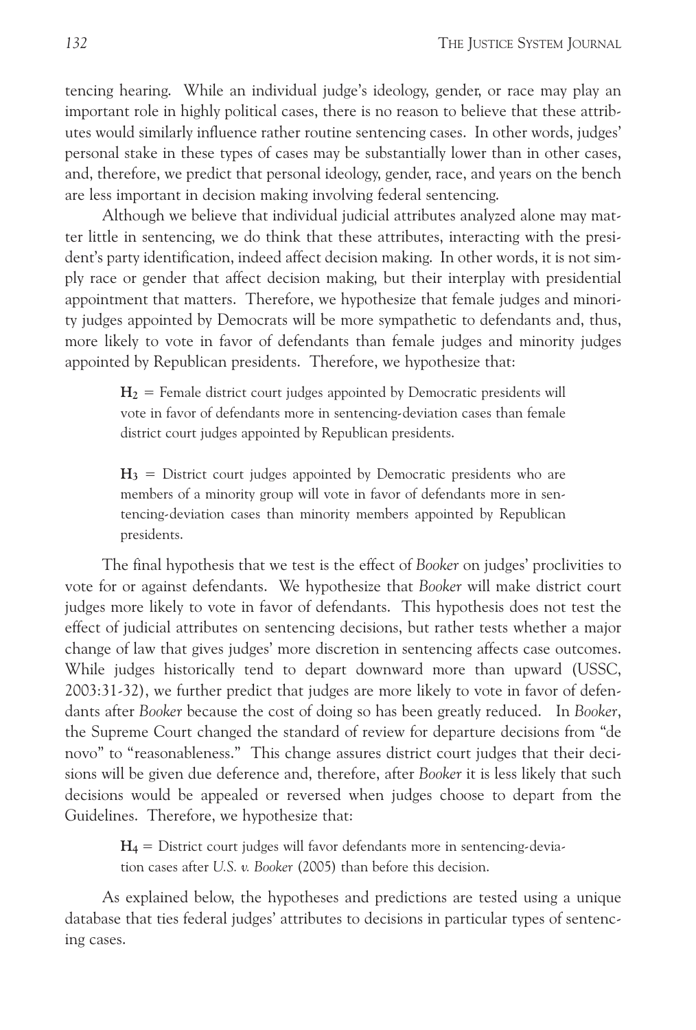tencing hearing. While an individual judge's ideology, gender, or race may play an important role in highly political cases, there is no reason to believe that these attributes would similarly influence rather routine sentencing cases. In other words, judges' personal stake in these types of cases may be substantially lower than in other cases, and, therefore, we predict that personal ideology, gender, race, and years on the bench are less important in decision making involving federal sentencing.

Although we believe that individual judicial attributes analyzed alone may matter little in sentencing, we do think that these attributes, interacting with the president's party identification, indeed affect decision making. In other words, it is not simply race or gender that affect decision making, but their interplay with presidential appointment that matters. Therefore, we hypothesize that female judges and minority judges appointed by Democrats will be more sympathetic to defendants and, thus, more likely to vote in favor of defendants than female judges and minority judges appointed by Republican presidents. Therefore, we hypothesize that:

> $\mathbf{H_2}$ = Female district court judges appointed by Democratic presidents will vote in favor of defendants more in sentencing-deviation cases than female district court judges appointed by Republican presidents.

> $\mathbf{H_3}$ = District court judges appointed by Democratic presidents who are members of a minority group will vote in favor of defendants more in sentencing-deviation cases than minority members appointed by Republican presidents.

The final hypothesis that we test is the effect of *Booker* on judges' proclivities to vote for or against defendants. We hypothesize that *Booker* will make district court judges more likely to vote in favor of defendants. This hypothesis does not test the effect of judicial attributes on sentencing decisions, but rather tests whether a major change of law that gives judges' more discretion in sentencing affects case outcomes. While judges historically tend to depart downward more than upward (USSC, 2003:31-32), we further predict that judges are more likely to vote in favor of defendants after *Booker* because the cost of doing so has been greatly reduced. In *Booker*, the Supreme Court changed the standard of review for departure decisions from "de novo" to "reasonableness." This change assures district court judges that their decisions will be given due deference and, therefore, after *Booker* it is less likely that such decisions would be appealed or reversed when judges choose to depart from the Guidelines. Therefore, we hypothesize that:

> $\mathbf{H_4}$ = District court judges will favor defendants more in sentencing-deviation cases after *U.S. v. Booker* (2005) than before this decision.

As explained below, the hypotheses and predictions are tested using a unique database that ties federal judges' attributes to decisions in particular types of sentencing cases.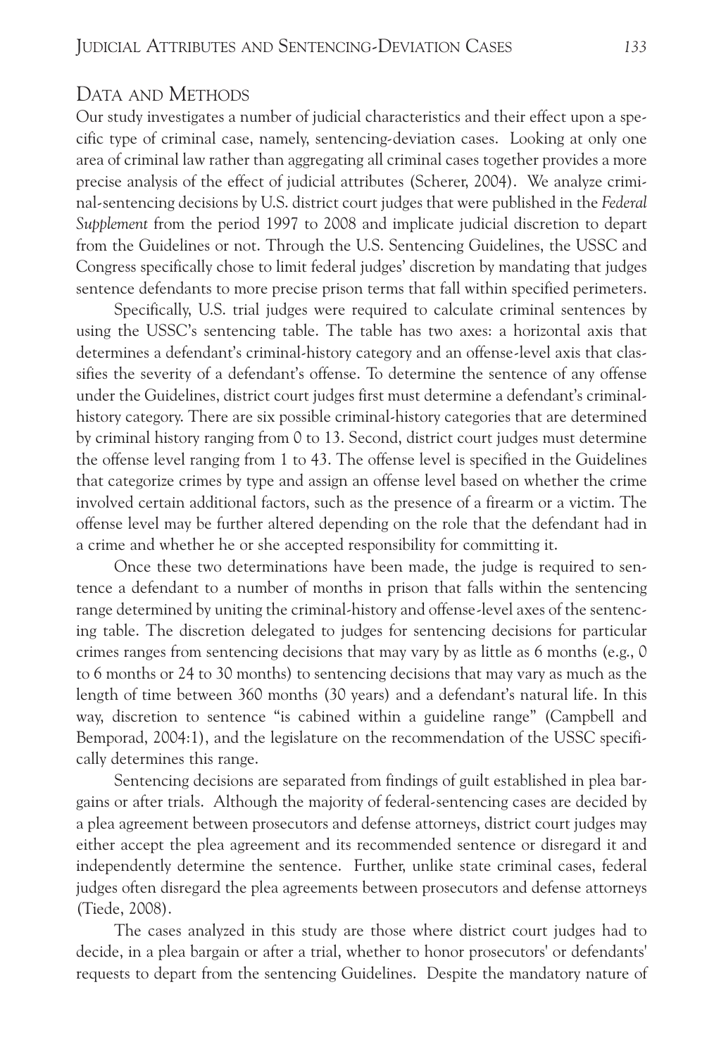## Data and Methods

Our study investigates a number of judicial characteristics and their effect upon a specific type of criminal case, namely, sentencing-deviation cases. Looking at only one area of criminal law rather than aggregating all criminal cases together provides a more precise analysis of the effect of judicial attributes (Scherer, 2004). We analyze criminal-sentencing decisions by U.S. district court judges that were published in the *Federal Supplement* from the period 1997 to 2008 and implicate judicial discretion to depart from the Guidelines or not. Through the U.S. Sentencing Guidelines, the USSC and Congress specifically chose to limit federal judges' discretion by mandating that judges sentence defendants to more precise prison terms that fall within specified perimeters.

Specifically, U.S. trial judges were required to calculate criminal sentences by using the USSC's sentencing table. The table has two axes: a horizontal axis that determines a defendant's criminal-history category and an offense-level axis that classifies the severity of a defendant's offense. To determine the sentence of any offense under the Guidelines, district court judges first must determine a defendant's criminal-history category. There are six possible criminal-history categories that are determined by criminal history ranging from 0 to 13. Second, district court judges must determine the offense level ranging from 1 to 43. The offense level is specified in the Guidelines that categorize crimes by type and assign an offense level based on whether the crime involved certain additional factors, such as the presence of a firearm or a victim. The offense level may be further altered depending on the role that the defendant had in a crime and whether he or she accepted responsibility for committing it.

Once these two determinations have been made, the judge is required to sentence a defendant to a number of months in prison that falls within the sentencing range determined by uniting the criminal-history and offense-level axes of the sentencing table. The discretion delegated to judges for sentencing decisions for particular crimes ranges from sentencing decisions that may vary by as little as 6 months (e.g., 0 to 6 months or 24 to 30 months) to sentencing decisions that may vary as much as the length of time between 360 months (30 years) and a defendant's natural life. In this way, discretion to sentence "is cabined within a guideline range" (Campbell and Bemporad, 2004:1), and the legislature on the recommendation of the USSC specifically determines this range.

Sentencing decisions are separated from findings of guilt established in plea bargains or after trials. Although the majority of federal-sentencing cases are decided by a plea agreement between prosecutors and defense attorneys, district court judges may either accept the plea agreement and its recommended sentence or disregard it and independently determine the sentence. Further, unlike state criminal cases, federal judges often disregard the plea agreements between prosecutors and defense attorneys (Tiede, 2008).

The cases analyzed in this study are those where district court judges had to decide, in a plea bargain or after a trial, whether to honor prosecutors' or defendants' requests to depart from the sentencing Guidelines. Despite the mandatory nature of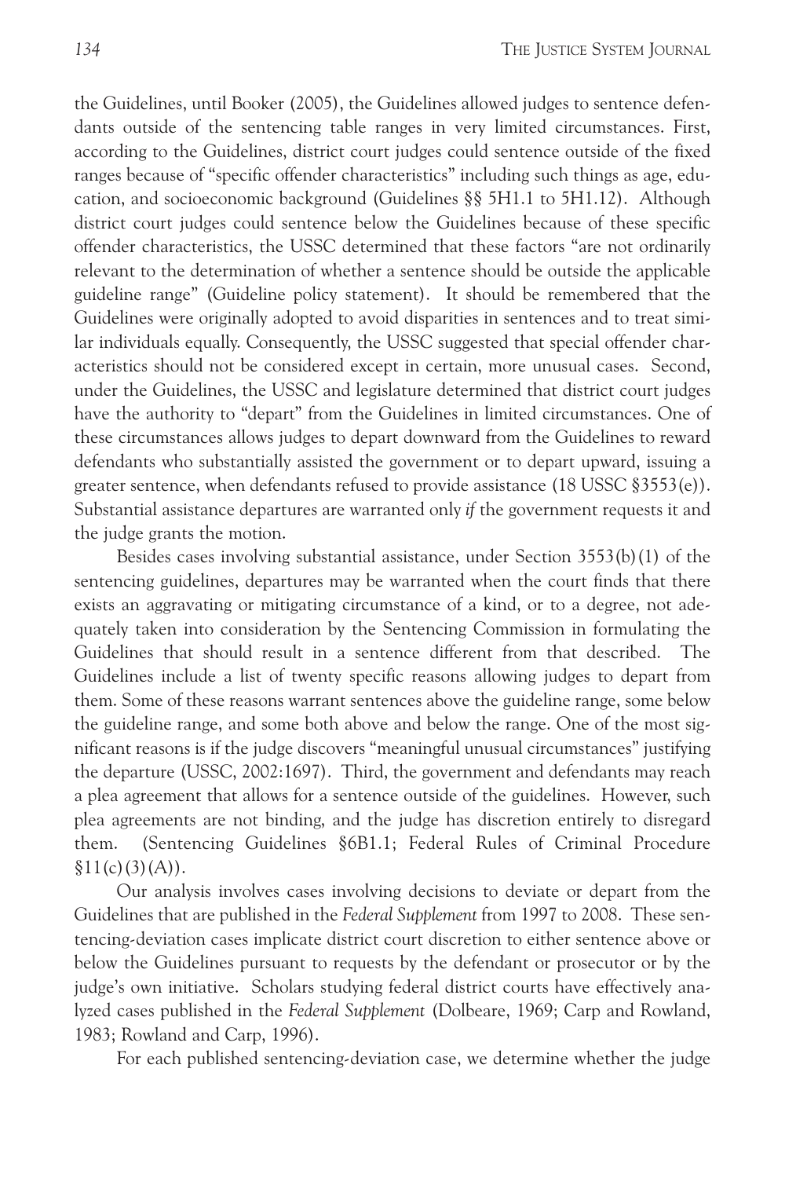the Guidelines, until Booker (2005), the Guidelines allowed judges to sentence defendants outside of the sentencing table ranges in very limited circumstances. First, according to the Guidelines, district court judges could sentence outside of the fixed ranges because of "specific offender characteristics" including such things as age, education, and socioeconomic background (Guidelines §§ 5H1.1 to 5H1.12). Although district court judges could sentence below the Guidelines because of these specific offender characteristics, the USSC determined that these factors "are not ordinarily relevant to the determination of whether a sentence should be outside the applicable guideline range" (Guideline policy statement). It should be remembered that the Guidelines were originally adopted to avoid disparities in sentences and to treat similar individuals equally. Consequently, the USSC suggested that special offender characteristics should not be considered except in certain, more unusual cases. Second, under the Guidelines, the USSC and legislature determined that district court judges have the authority to "depart" from the Guidelines in limited circumstances. One of these circumstances allows judges to depart downward from the Guidelines to reward defendants who substantially assisted the government or to depart upward, issuing a greater sentence, when defendants refused to provide assistance (18 USSC §3553(e)). Substantial assistance departures are warranted only *if* the government requests it and the judge grants the motion.

Besides cases involving substantial assistance, under Section 3553(b)(1) of the sentencing guidelines, departures may be warranted when the court finds that there exists an aggravating or mitigating circumstance of a kind, or to a degree, not adequately taken into consideration by the Sentencing Commission in formulating the Guidelines that should result in a sentence different from that described. The Guidelines include a list of twenty specific reasons allowing judges to depart from them. Some of these reasons warrant sentences above the guideline range, some below the guideline range, and some both above and below the range. One of the most significant reasons is if the judge discovers "meaningful unusual circumstances" justifying the departure (USSC, 2002:1697). Third, the government and defendants may reach a plea agreement that allows for a sentence outside of the guidelines. However, such plea agreements are not binding, and the judge has discretion entirely to disregard them. (Sentencing Guidelines §6B1.1; Federal Rules of Criminal Procedure §11(c)(3)(A)).

Our analysis involves cases involving decisions to deviate or depart from the Guidelines that are published in the *Federal Supplement* from 1997 to 2008. These sentencing-deviation cases implicate district court discretion to either sentence above or below the Guidelines pursuant to requests by the defendant or prosecutor or by the judge's own initiative. Scholars studying federal district courts have effectively analyzed cases published in the *Federal Supplement* (Dolbeare, 1969; Carp and Rowland, 1983; Rowland and Carp, 1996).

For each published sentencing-deviation case, we determine whether the judge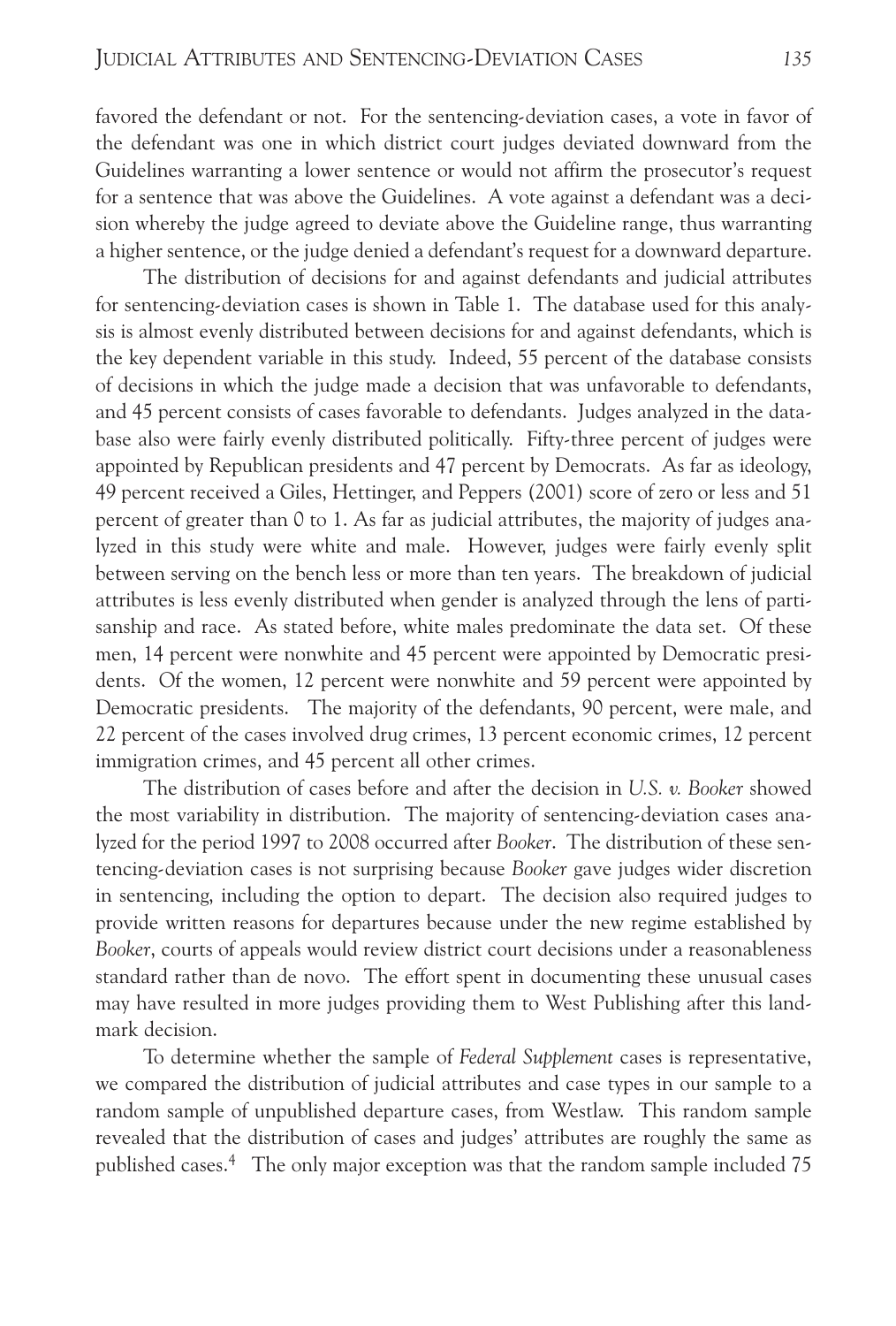favored the defendant or not. For the sentencing-deviation cases, a vote in favor of the defendant was one in which district court judges deviated downward from the Guidelines warranting a lower sentence or would not affirm the prosecutor's request for a sentence that was above the Guidelines. A vote against a defendant was a decision whereby the judge agreed to deviate above the Guideline range, thus warranting a higher sentence, or the judge denied a defendant's request for a downward departure.

The distribution of decisions for and against defendants and judicial attributes for sentencing-deviation cases is shown in Table 1. The database used for this analysis is almost evenly distributed between decisions for and against defendants, which is the key dependent variable in this study. Indeed, 55 percent of the database consists of decisions in which the judge made a decision that was unfavorable to defendants, and 45 percent consists of cases favorable to defendants. Judges analyzed in the database also were fairly evenly distributed politically. Fifty-three percent of judges were appointed by Republican presidents and 47 percent by Democrats. As far as ideology, 49 percent received a Giles, Hettinger, and Peppers (2001) score of zero or less and 51 percent of greater than 0 to 1. As far as judicial attributes, the majority of judges analyzed in this study were white and male. However, judges were fairly evenly split between serving on the bench less or more than ten years. The breakdown of judicial attributes is less evenly distributed when gender is analyzed through the lens of partisanship and race. As stated before, white males predominate the data set. Of these men, 14 percent were nonwhite and 45 percent were appointed by Democratic presidents. Of the women, 12 percent were nonwhite and 59 percent were appointed by Democratic presidents. The majority of the defendants, 90 percent, were male, and 22 percent of the cases involved drug crimes, 13 percent economic crimes, 12 percent immigration crimes, and 45 percent all other crimes.

The distribution of cases before and after the decision in *U.S. v. Booker* showed the most variability in distribution. The majority of sentencing-deviation cases analyzed for the period 1997 to 2008 occurred after *Booker*. The distribution of these sentencing-deviation cases is not surprising because *Booker* gave judges wider discretion in sentencing, including the option to depart. The decision also required judges to provide written reasons for departures because under the new regime established by *Booker*, courts of appeals would review district court decisions under a reasonableness standard rather than de novo. The effort spent in documenting these unusual cases may have resulted in more judges providing them to West Publishing after this landmark decision.

To determine whether the sample of *Federal Supplement* cases is representative, we compared the distribution of judicial attributes and case types in our sample to a random sample of unpublished departure cases, from Westlaw. This random sample revealed that the distribution of cases and judges' attributes are roughly the same as published cases.[4] The only major exception was that the random sample included 75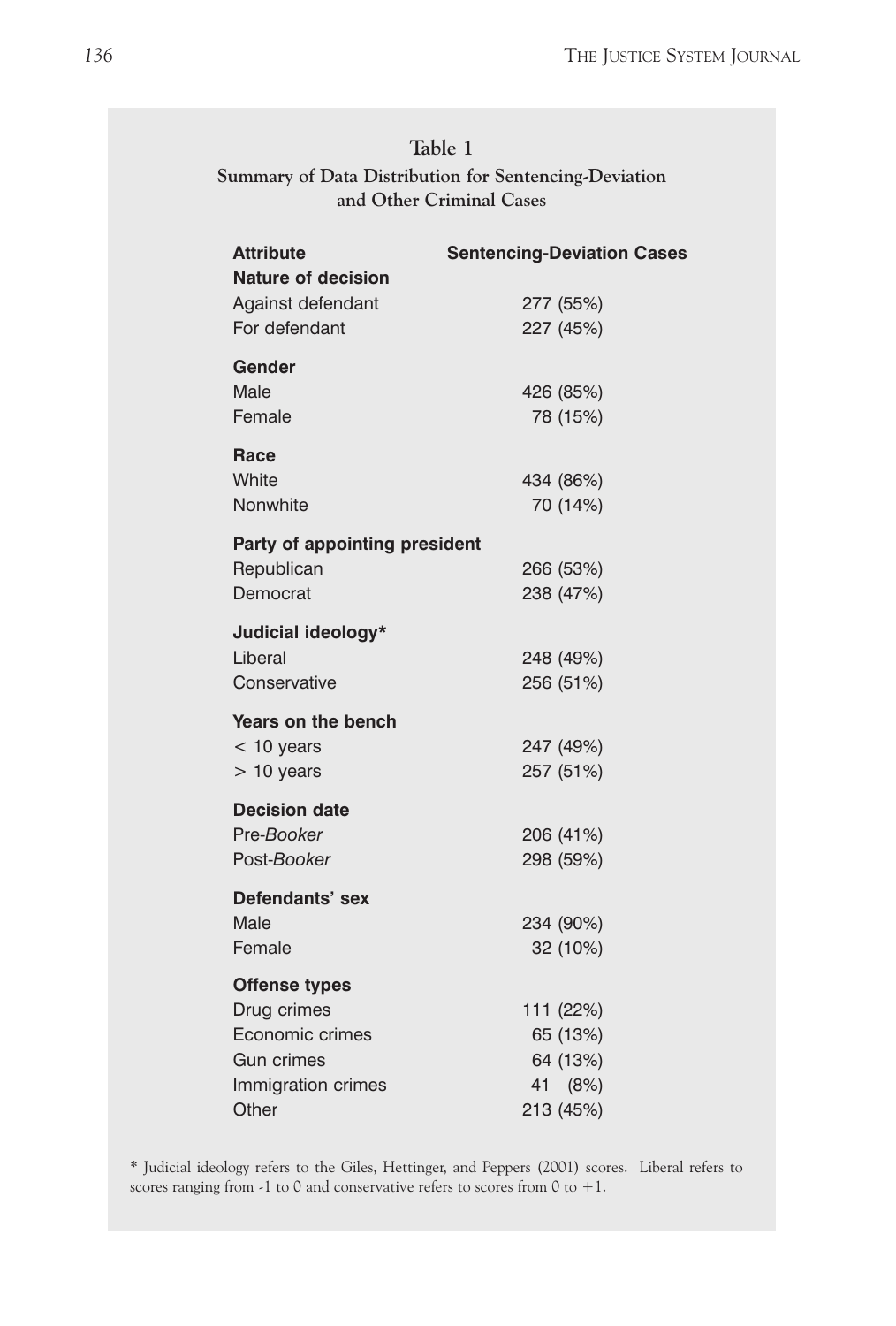**Table 1**
**Summary of Data Distribution for Sentencing-Deviation and Other Criminal Cases**

| Attribute | Sentencing-Deviation Cases |
|---|---|
| **Nature of decision** | |
| Against defendant | 277 (55%) |
| For defendant | 227 (45%) |
| **Gender** | |
| Male | 426 (85%) |
| Female | 78 (15%) |
| **Race** | |
| White | 434 (86%) |
| Nonwhite | 70 (14%) |
| **Party of appointing president** | |
| Republican | 266 (53%) |
| Democrat | 238 (47%) |
| **Judicial ideology*** | |
| Liberal | 248 (49%) |
| Conservative | 256 (51%) |
| **Years on the bench** | |
| < 10 years | 247 (49%) |
| > 10 years | 257 (51%) |
| **Decision date** | |
| Pre-*Booker* | 206 (41%) |
| Post-*Booker* | 298 (59%) |
| **Defendants' sex** | |
| Male | 234 (90%) |
| Female | 32 (10%) |
| **Offense types** | |
| Drug crimes | 111 (22%) |
| Economic crimes | 65 (13%) |
| Gun crimes | 64 (13%) |
| Immigration crimes | 41 (8%) |
| Other | 213 (45%) |

* Judicial ideology refers to the Giles, Hettinger, and Peppers (2001) scores. Liberal refers to scores ranging from -1 to 0 and conservative refers to scores from 0 to +1.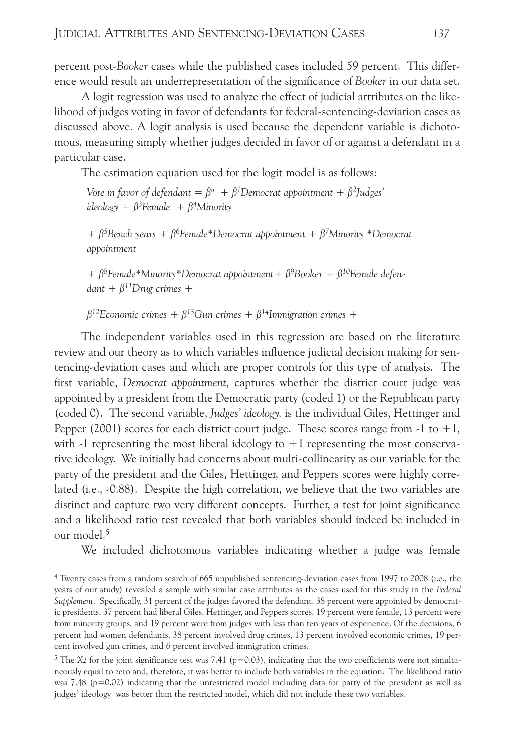percent post-*Booker* cases while the published cases included 59 percent. This difference would result an underrepresentation of the significance of *Booker* in our data set.

A logit regression was used to analyze the effect of judicial attributes on the likelihood of judges voting in favor of defendants for federal-sentencing-deviation cases as discussed above. A logit analysis is used because the dependent variable is dichotomous, measuring simply whether judges decided in favor of or against a defendant in a particular case.

The estimation equation used for the logit model is as follows:

*Vote in favor of defendant* = $\beta^{o}$ + $\beta^{1}$*Democrat appointment* + $\beta^{2}$*Judges' ideology* + $\beta^{3}$*Female* + $\beta^{4}$*Minority*

+ $\beta^{5}$*Bench years* + $\beta^{6}$*Female\*Democrat appointment* + $\beta^{7}$*Minority \*Democrat appointment*

+ $\beta^{8}$*Female\*Minority\*Democrat appointment*+ $\beta^{9}$*Booker* + $\beta^{10}$*Female defendant* + $\beta^{11}$*Drug crimes* +

$\beta^{12}$*Economic crimes* + $\beta^{13}$*Gun crimes* + $\beta^{14}$*Immigration crimes* +

The independent variables used in this regression are based on the literature review and our theory as to which variables influence judicial decision making for sentencing-deviation cases and which are proper controls for this type of analysis. The first variable, *Democrat appointment*, captures whether the district court judge was appointed by a president from the Democratic party (coded 1) or the Republican party (coded 0). The second variable, *Judges' ideology,* is the individual Giles, Hettinger and Pepper (2001) scores for each district court judge. These scores range from -1 to +1, with -1 representing the most liberal ideology to +1 representing the most conservative ideology. We initially had concerns about multi-collinearity as our variable for the party of the president and the Giles, Hettinger, and Peppers scores were highly correlated (i.e., -0.88). Despite the high correlation, we believe that the two variables are distinct and capture two very different concepts. Further, a test for joint significance and a likelihood ratio test revealed that both variables should indeed be included in our model.[5]

We included dichotomous variables indicating whether a judge was female

[4] Twenty cases from a random search of 665 unpublished sentencing-deviation cases from 1997 to 2008 (i.e., the years of our study) revealed a sample with similar case attributes as the cases used for this study in the *Federal Supplement*. Specifically, 31 percent of the judges favored the defendant, 38 percent were appointed by democratic presidents, 37 percent had liberal Giles, Hettinger, and Peppers scores, 19 percent were female, 13 percent were from minority groups, and 19 percent were from judges with less than ten years of experience. Of the decisions, 6 percent had women defendants, 38 percent involved drug crimes, 13 percent involved economic crimes, 19 percent involved gun crimes, and 6 percent involved immigration crimes.

[5] The $\chi 2$ for the joint significance test was 7.41 (p=0.03), indicating that the two coefficients were not simultaneously equal to zero and, therefore, it was better to include both variables in the equation. The likelihood ratio was 7.48 (p=0.02) indicating that the unrestricted model including data for party of the president as well as judges' ideology was better than the restricted model, which did not include these two variables.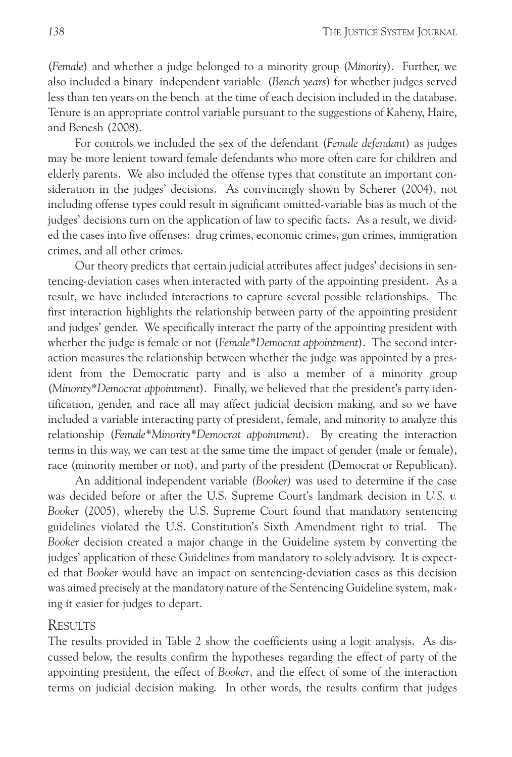(*Female*) and whether a judge belonged to a minority group (*Minority*). Further, we also included a binary independent variable (*Bench years*) for whether judges served less than ten years on the bench at the time of each decision included in the database. Tenure is an appropriate control variable pursuant to the suggestions of Kaheny, Haire, and Benesh (2008).

For controls we included the sex of the defendant (*Female defendant*) as judges may be more lenient toward female defendants who more often care for children and elderly parents. We also included the offense types that constitute an important consideration in the judges' decisions. As convincingly shown by Scherer (2004), not including offense types could result in significant omitted-variable bias as much of the judges' decisions turn on the application of law to specific facts. As a result, we divided the cases into five offenses: drug crimes, economic crimes, gun crimes, immigration crimes, and all other crimes.

Our theory predicts that certain judicial attributes affect judges' decisions in sentencing-deviation cases when interacted with party of the appointing president. As a result, we have included interactions to capture several possible relationships. The first interaction highlights the relationship between party of the appointing president and judges' gender. We specifically interact the party of the appointing president with whether the judge is female or not (*Female*Democrat appointment*). The second interaction measures the relationship between whether the judge was appointed by a president from the Democratic party and is also a member of a minority group (*Minority*Democrat appointment*). Finally, we believed that the president's party identification, gender, and race all may affect judicial decision making, and so we have included a variable interacting party of president, female, and minority to analyze this relationship (*Female*Minority*Democrat appointment*). By creating the interaction terms in this way, we can test at the same time the impact of gender (male or female), race (minority member or not), and party of the president (Democrat or Republican).

An additional independent variable *(Booker)* was used to determine if the case was decided before or after the U.S. Supreme Court's landmark decision in *U.S. v. Booker* (2005), whereby the U.S. Supreme Court found that mandatory sentencing guidelines violated the U.S. Constitution's Sixth Amendment right to trial. The *Booker* decision created a major change in the Guideline system by converting the judges' application of these Guidelines from mandatory to solely advisory. It is expected that *Booker* would have an impact on sentencing-deviation cases as this decision was aimed precisely at the mandatory nature of the Sentencing Guideline system, making it easier for judges to depart.

## Results

The results provided in Table 2 show the coefficients using a logit analysis. As discussed below, the results confirm the hypotheses regarding the effect of party of the appointing president, the effect of *Booker*, and the effect of some of the interaction terms on judicial decision making. In other words, the results confirm that judges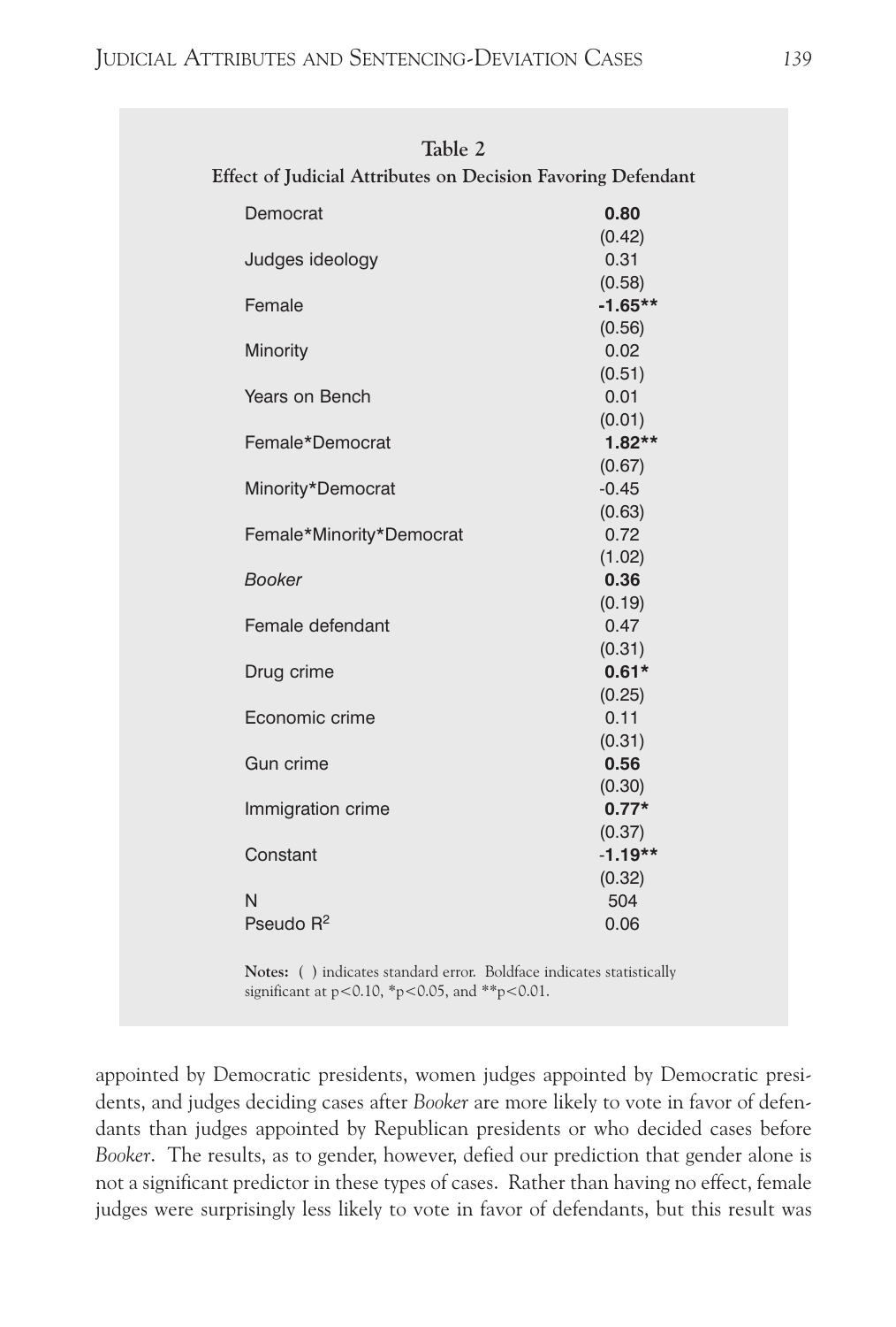**Table 2**

**Effect of Judicial Attributes on Decision Favoring Defendant**

| | |
|---|---|
| Democrat | **0.80** |
| | (0.42) |
| Judges ideology | 0.31 |
| | (0.58) |
| Female | **-1.65**** |
| | (0.56) |
| Minority | 0.02 |
| | (0.51) |
| Years on Bench | 0.01 |
| | (0.01) |
| Female*Democrat | **1.82**** |
| | (0.67) |
| Minority*Democrat | -0.45 |
| | (0.63) |
| Female*Minority*Democrat | 0.72 |
| | (1.02) |
| *Booker* | **0.36** |
| | (0.19) |
| Female defendant | 0.47 |
| | (0.31) |
| Drug crime | **0.61*** |
| | (0.25) |
| Economic crime | 0.11 |
| | (0.31) |
| Gun crime | **0.56** |
| | (0.30) |
| Immigration crime | **0.77*** |
| | (0.37) |
| Constant | **-1.19**** |
| | (0.32) |
| N | 504 |
| Pseudo $R^2$ | 0.06 |

**Notes:** ( ) indicates standard error. Boldface indicates statistically significant at $p<0.10$, *$p<0.05$, and **$p<0.01$.

appointed by Democratic presidents, women judges appointed by Democratic presidents, and judges deciding cases after *Booker* are more likely to vote in favor of defendants than judges appointed by Republican presidents or who decided cases before *Booker*. The results, as to gender, however, defied our prediction that gender alone is not a significant predictor in these types of cases. Rather than having no effect, female judges were surprisingly less likely to vote in favor of defendants, but this result was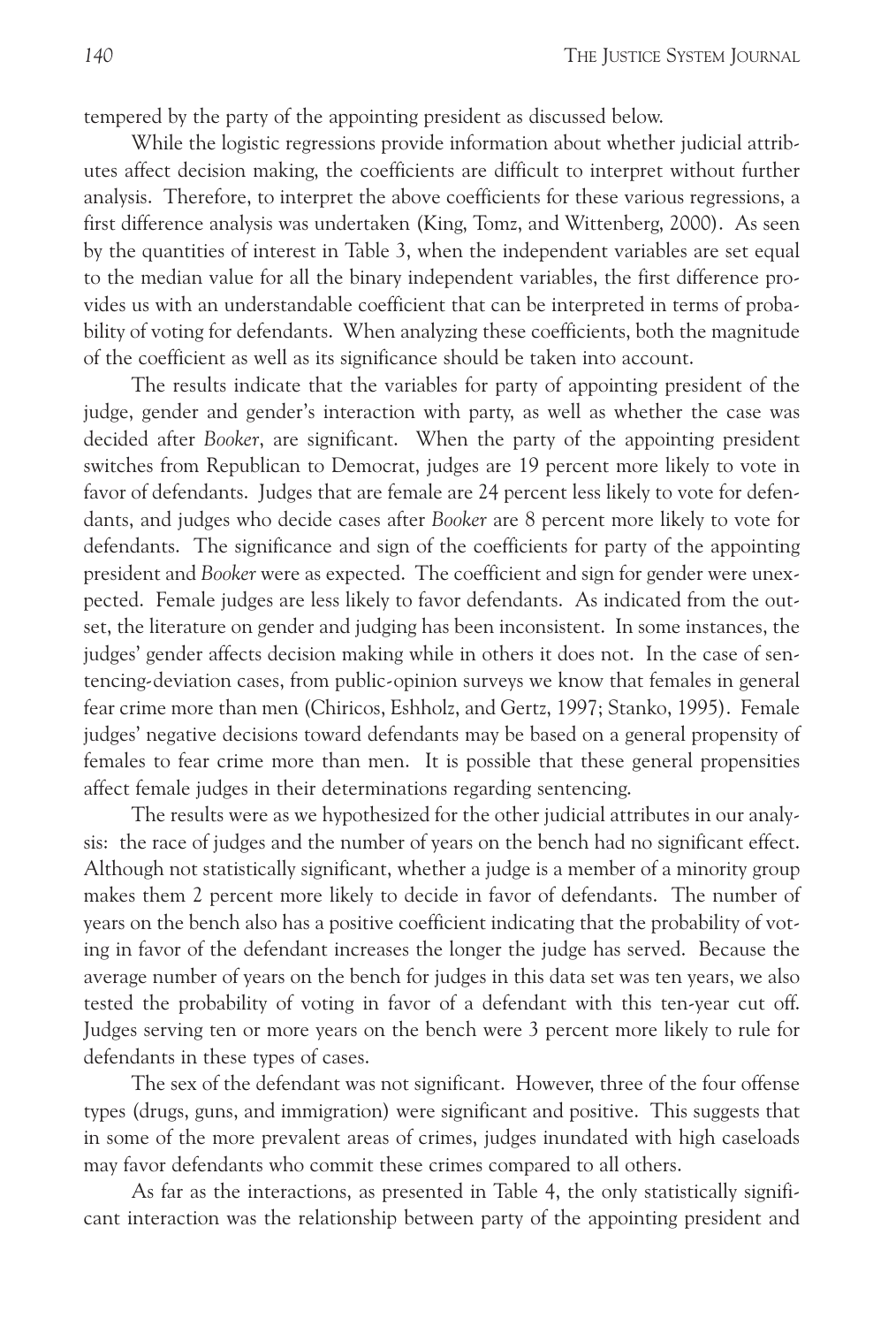tempered by the party of the appointing president as discussed below.

While the logistic regressions provide information about whether judicial attributes affect decision making, the coefficients are difficult to interpret without further analysis. Therefore, to interpret the above coefficients for these various regressions, a first difference analysis was undertaken (King, Tomz, and Wittenberg, 2000). As seen by the quantities of interest in Table 3, when the independent variables are set equal to the median value for all the binary independent variables, the first difference provides us with an understandable coefficient that can be interpreted in terms of probability of voting for defendants. When analyzing these coefficients, both the magnitude of the coefficient as well as its significance should be taken into account.

The results indicate that the variables for party of appointing president of the judge, gender and gender's interaction with party, as well as whether the case was decided after *Booker*, are significant. When the party of the appointing president switches from Republican to Democrat, judges are 19 percent more likely to vote in favor of defendants. Judges that are female are 24 percent less likely to vote for defendants, and judges who decide cases after *Booker* are 8 percent more likely to vote for defendants. The significance and sign of the coefficients for party of the appointing president and *Booker* were as expected. The coefficient and sign for gender were unexpected. Female judges are less likely to favor defendants. As indicated from the outset, the literature on gender and judging has been inconsistent. In some instances, the judges' gender affects decision making while in others it does not. In the case of sentencing-deviation cases, from public-opinion surveys we know that females in general fear crime more than men (Chiricos, Eshholz, and Gertz, 1997; Stanko, 1995). Female judges' negative decisions toward defendants may be based on a general propensity of females to fear crime more than men. It is possible that these general propensities affect female judges in their determinations regarding sentencing.

The results were as we hypothesized for the other judicial attributes in our analysis: the race of judges and the number of years on the bench had no significant effect. Although not statistically significant, whether a judge is a member of a minority group makes them 2 percent more likely to decide in favor of defendants. The number of years on the bench also has a positive coefficient indicating that the probability of voting in favor of the defendant increases the longer the judge has served. Because the average number of years on the bench for judges in this data set was ten years, we also tested the probability of voting in favor of a defendant with this ten-year cut off. Judges serving ten or more years on the bench were 3 percent more likely to rule for defendants in these types of cases.

The sex of the defendant was not significant. However, three of the four offense types (drugs, guns, and immigration) were significant and positive. This suggests that in some of the more prevalent areas of crimes, judges inundated with high caseloads may favor defendants who commit these crimes compared to all others.

As far as the interactions, as presented in Table 4, the only statistically significant interaction was the relationship between party of the appointing president and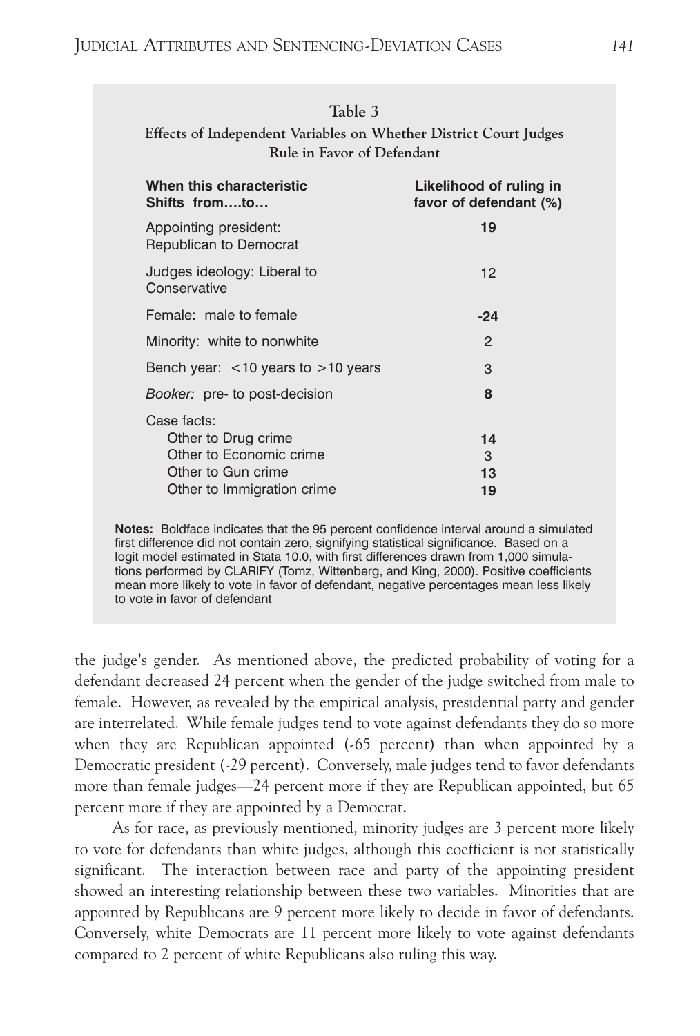**Table 3**

**Effects of Independent Variables on Whether District Court Judges Rule in Favor of Defendant**

| When this characteristic Shifts from….to… | Likelihood of ruling in favor of defendant (%) |
|---|---|
| Appointing president: Republican to Democrat | **19** |
| Judges ideology: Liberal to Conservative | 12 |
| Female: male to female | **-24** |
| Minority: white to nonwhite | 2 |
| Bench year: <10 years to >10 years | 3 |
| *Booker:* pre- to post-decision | **8** |
| Case facts: | |
| Other to Drug crime | **14** |
| Other to Economic crime | 3 |
| Other to Gun crime | **13** |
| Other to Immigration crime | **19** |

**Notes:** Boldface indicates that the 95 percent confidence interval around a simulated first difference did not contain zero, signifying statistical significance. Based on a logit model estimated in Stata 10.0, with first differences drawn from 1,000 simulations performed by CLARIFY (Tomz, Wittenberg, and King, 2000). Positive coefficients mean more likely to vote in favor of defendant, negative percentages mean less likely to vote in favor of defendant

the judge's gender. As mentioned above, the predicted probability of voting for a defendant decreased 24 percent when the gender of the judge switched from male to female. However, as revealed by the empirical analysis, presidential party and gender are interrelated. While female judges tend to vote against defendants they do so more when they are Republican appointed (-65 percent) than when appointed by a Democratic president (-29 percent). Conversely, male judges tend to favor defendants more than female judges—24 percent more if they are Republican appointed, but 65 percent more if they are appointed by a Democrat.

As for race, as previously mentioned, minority judges are 3 percent more likely to vote for defendants than white judges, although this coefficient is not statistically significant. The interaction between race and party of the appointing president showed an interesting relationship between these two variables. Minorities that are appointed by Republicans are 9 percent more likely to decide in favor of defendants. Conversely, white Democrats are 11 percent more likely to vote against defendants compared to 2 percent of white Republicans also ruling this way.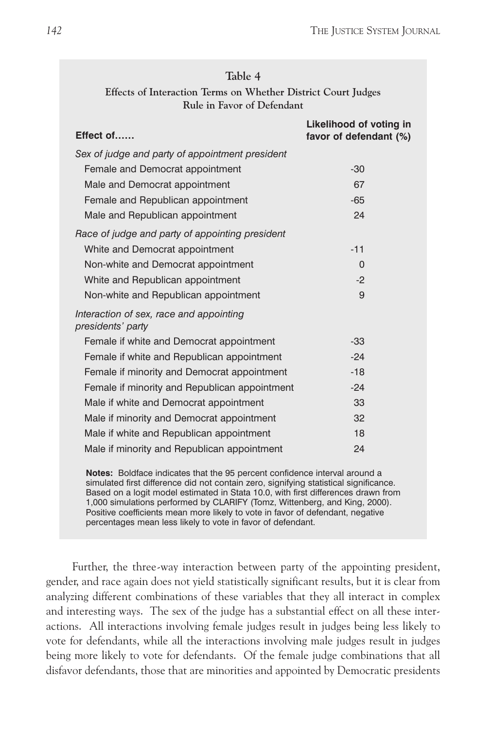**Table 4**

**Effects of Interaction Terms on Whether District Court Judges Rule in Favor of Defendant**

| Effect of…… | Likelihood of voting in favor of defendant (%) |
|---|---|
| *Sex of judge and party of appointment president* | |
| Female and Democrat appointment | -30 |
| Male and Democrat appointment | 67 |
| Female and Republican appointment | -65 |
| Male and Republican appointment | 24 |
| *Race of judge and party of appointing president* | |
| White and Democrat appointment | -11 |
| Non-white and Democrat appointment | 0 |
| White and Republican appointment | -2 |
| Non-white and Republican appointment | 9 |
| *Interaction of sex, race and appointing presidents' party* | |
| Female if white and Democrat appointment | -33 |
| Female if white and Republican appointment | -24 |
| Female if minority and Democrat appointment | -18 |
| Female if minority and Republican appointment | -24 |
| Male if white and Democrat appointment | 33 |
| Male if minority and Democrat appointment | 32 |
| Male if white and Republican appointment | 18 |
| Male if minority and Republican appointment | 24 |

**Notes:** Boldface indicates that the 95 percent confidence interval around a simulated first difference did not contain zero, signifying statistical significance. Based on a logit model estimated in Stata 10.0, with first differences drawn from 1,000 simulations performed by CLARIFY (Tomz, Wittenberg, and King, 2000). Positive coefficients mean more likely to vote in favor of defendant, negative percentages mean less likely to vote in favor of defendant.

Further, the three-way interaction between party of the appointing president, gender, and race again does not yield statistically significant results, but it is clear from analyzing different combinations of these variables that they all interact in complex and interesting ways. The sex of the judge has a substantial effect on all these interactions. All interactions involving female judges result in judges being less likely to vote for defendants, while all the interactions involving male judges result in judges being more likely to vote for defendants. Of the female judge combinations that all disfavor defendants, those that are minorities and appointed by Democratic presidents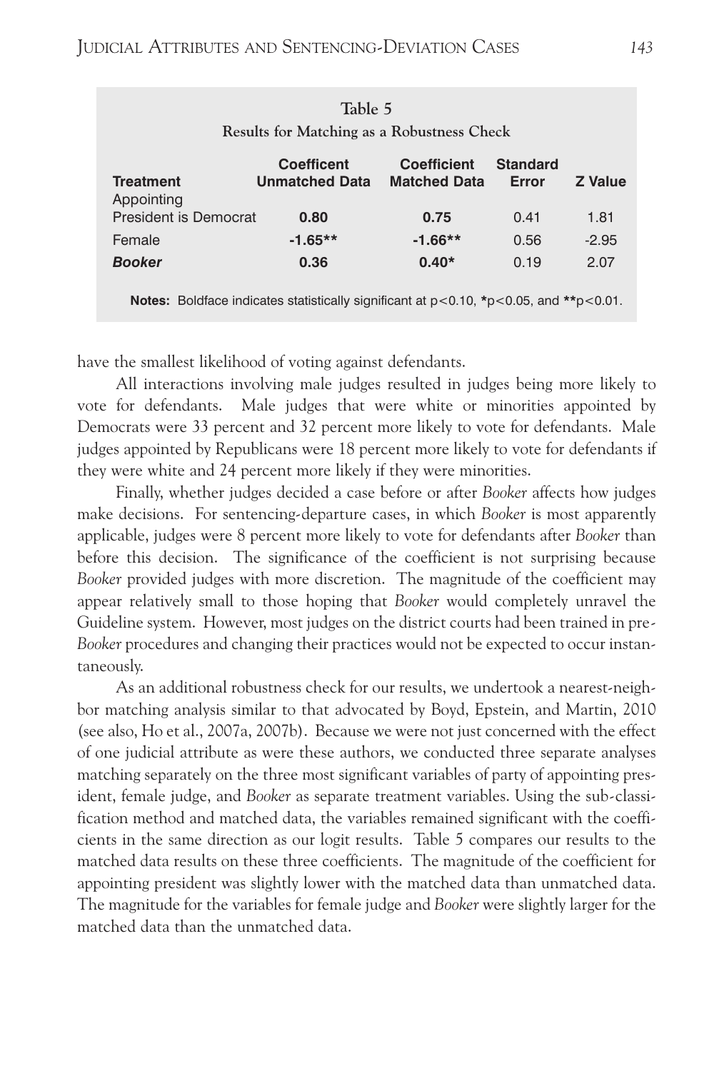**Table 5**

**Results for Matching as a Robustness Check**

| Treatment | Coefficent Unmatched Data | Coefficient Matched Data | Standard Error | Z Value |
|---|---|---|---|---|
| Appointing President is Democrat | **0.80** | **0.75** | 0.41 | 1.81 |
| Female | **-1.65\*\*** | **-1.66\*\*** | 0.56 | -2.95 |
| ***Booker*** | 0.36 | **0.40\*** | 0.19 | 2.07 |

**Notes:** Boldface indicates statistically significant at $p<0.10$, **\***$p<0.05$, and **\*\***$p<0.01$.

have the smallest likelihood of voting against defendants.

All interactions involving male judges resulted in judges being more likely to vote for defendants. Male judges that were white or minorities appointed by Democrats were 33 percent and 32 percent more likely to vote for defendants. Male judges appointed by Republicans were 18 percent more likely to vote for defendants if they were white and 24 percent more likely if they were minorities.

Finally, whether judges decided a case before or after *Booker* affects how judges make decisions. For sentencing-departure cases, in which *Booker* is most apparently applicable, judges were 8 percent more likely to vote for defendants after *Booker* than before this decision. The significance of the coefficient is not surprising because *Booker* provided judges with more discretion. The magnitude of the coefficient may appear relatively small to those hoping that *Booker* would completely unravel the Guideline system. However, most judges on the district courts had been trained in pre-*Booker* procedures and changing their practices would not be expected to occur instantaneously.

As an additional robustness check for our results, we undertook a nearest-neighbor matching analysis similar to that advocated by Boyd, Epstein, and Martin, 2010 (see also, Ho et al., 2007a, 2007b). Because we were not just concerned with the effect of one judicial attribute as were these authors, we conducted three separate analyses matching separately on the three most significant variables of party of appointing president, female judge, and *Booker* as separate treatment variables. Using the sub-classification method and matched data, the variables remained significant with the coefficients in the same direction as our logit results. Table 5 compares our results to the matched data results on these three coefficients. The magnitude of the coefficient for appointing president was slightly lower with the matched data than unmatched data. The magnitude for the variables for female judge and *Booker* were slightly larger for the matched data than the unmatched data.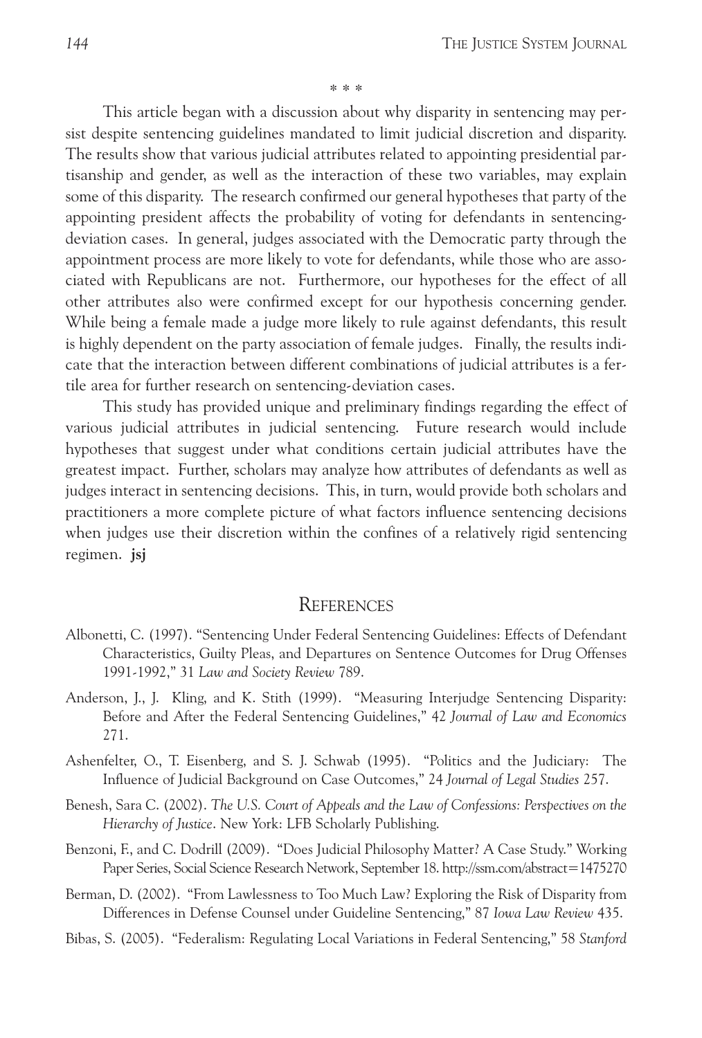\* \* \*

This article began with a discussion about why disparity in sentencing may persist despite sentencing guidelines mandated to limit judicial discretion and disparity. The results show that various judicial attributes related to appointing presidential partisanship and gender, as well as the interaction of these two variables, may explain some of this disparity. The research confirmed our general hypotheses that party of the appointing president affects the probability of voting for defendants in sentencing-deviation cases. In general, judges associated with the Democratic party through the appointment process are more likely to vote for defendants, while those who are associated with Republicans are not. Furthermore, our hypotheses for the effect of all other attributes also were confirmed except for our hypothesis concerning gender. While being a female made a judge more likely to rule against defendants, this result is highly dependent on the party association of female judges. Finally, the results indicate that the interaction between different combinations of judicial attributes is a fertile area for further research on sentencing-deviation cases.

This study has provided unique and preliminary findings regarding the effect of various judicial attributes in judicial sentencing. Future research would include hypotheses that suggest under what conditions certain judicial attributes have the greatest impact. Further, scholars may analyze how attributes of defendants as well as judges interact in sentencing decisions. This, in turn, would provide both scholars and practitioners a more complete picture of what factors influence sentencing decisions when judges use their discretion within the confines of a relatively rigid sentencing regimen. **jsj**

## References

Albonetti, C. (1997). "Sentencing Under Federal Sentencing Guidelines: Effects of Defendant Characteristics, Guilty Pleas, and Departures on Sentence Outcomes for Drug Offenses 1991-1992," 31 *Law and Society Review* 789.

Anderson, J., J. Kling, and K. Stith (1999). "Measuring Interjudge Sentencing Disparity: Before and After the Federal Sentencing Guidelines," 42 *Journal of Law and Economics* 271.

Ashenfelter, O., T. Eisenberg, and S. J. Schwab (1995). "Politics and the Judiciary: The Influence of Judicial Background on Case Outcomes," 24 *Journal of Legal Studies* 257.

Benesh, Sara C. (2002). *The U.S. Court of Appeals and the Law of Confessions: Perspectives on the Hierarchy of Justice*. New York: LFB Scholarly Publishing.

Benzoni, F., and C. Dodrill (2009). "Does Judicial Philosophy Matter? A Case Study." Working Paper Series, Social Science Research Network, September 18. http://ssrn.com/abstract=1475270

Berman, D. (2002). "From Lawlessness to Too Much Law? Exploring the Risk of Disparity from Differences in Defense Counsel under Guideline Sentencing," 87 *Iowa Law Review* 435.

Bibas, S. (2005). "Federalism: Regulating Local Variations in Federal Sentencing," 58 *Stanford*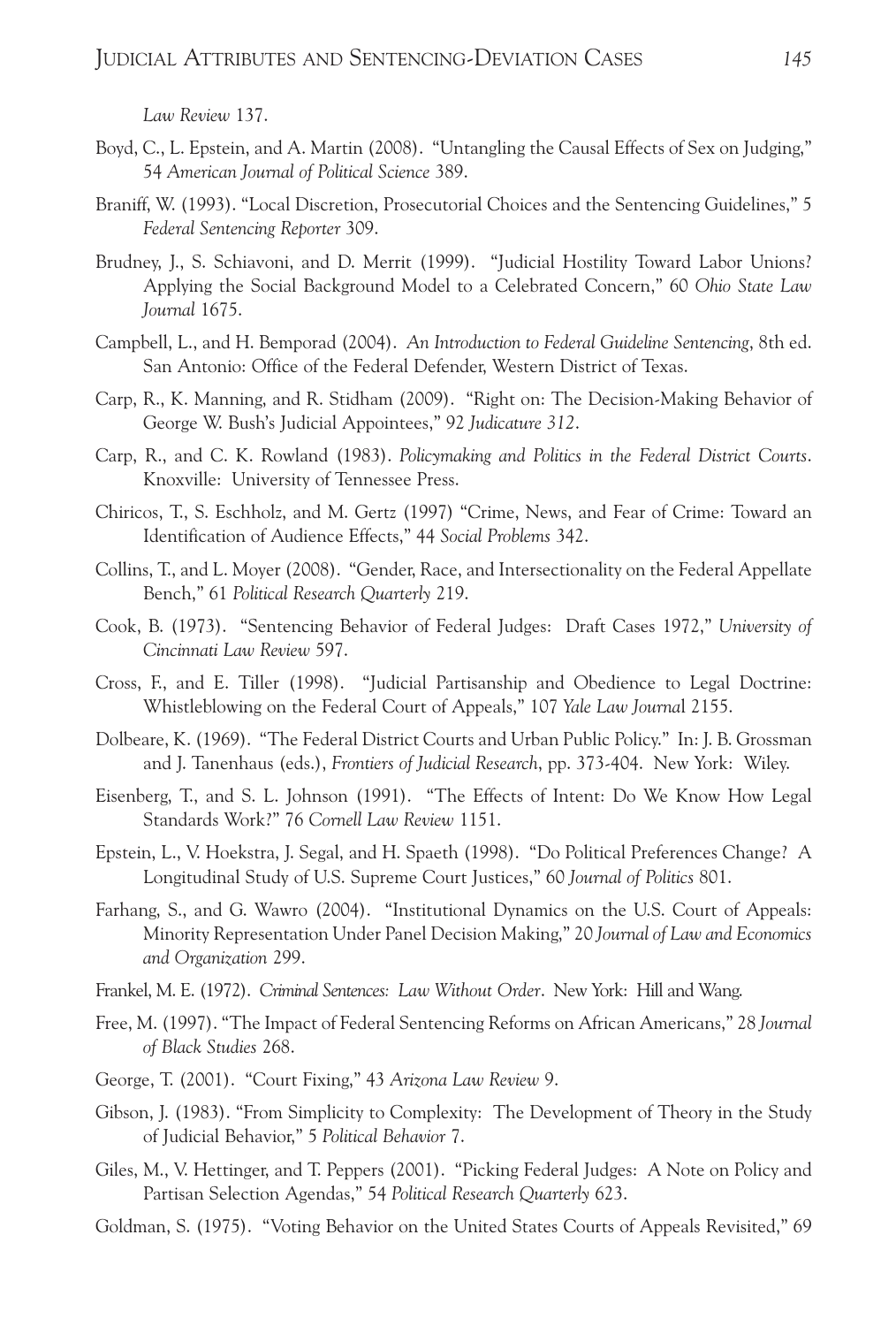*Law Review* 137.

Boyd, C., L. Epstein, and A. Martin (2008). "Untangling the Causal Effects of Sex on Judging," 54 *American Journal of Political Science* 389.

Braniff, W. (1993). "Local Discretion, Prosecutorial Choices and the Sentencing Guidelines," 5 *Federal Sentencing Reporter* 309.

Brudney, J., S. Schiavoni, and D. Merrit (1999). "Judicial Hostility Toward Labor Unions? Applying the Social Background Model to a Celebrated Concern," 60 *Ohio State Law Journal* 1675.

Campbell, L., and H. Bemporad (2004). *An Introduction to Federal Guideline Sentencing*, 8th ed. San Antonio: Office of the Federal Defender, Western District of Texas.

Carp, R., K. Manning, and R. Stidham (2009). "Right on: The Decision-Making Behavior of George W. Bush's Judicial Appointees," 92 *Judicature 312*.

Carp, R., and C. K. Rowland (1983). *Policymaking and Politics in the Federal District Courts*. Knoxville: University of Tennessee Press.

Chiricos, T., S. Eschholz, and M. Gertz (1997) "Crime, News, and Fear of Crime: Toward an Identification of Audience Effects," 44 *Social Problems* 342.

Collins, T., and L. Moyer (2008). "Gender, Race, and Intersectionality on the Federal Appellate Bench," 61 *Political Research Quarterly* 219.

Cook, B. (1973). "Sentencing Behavior of Federal Judges: Draft Cases 1972," *University of Cincinnati Law Review* 597.

Cross, F., and E. Tiller (1998). "Judicial Partisanship and Obedience to Legal Doctrine: Whistleblowing on the Federal Court of Appeals," 107 *Yale Law Journal* 2155.

Dolbeare, K. (1969). "The Federal District Courts and Urban Public Policy." In: J. B. Grossman and J. Tanenhaus (eds.), *Frontiers of Judicial Research*, pp. 373-404. New York: Wiley.

Eisenberg, T., and S. L. Johnson (1991). "The Effects of Intent: Do We Know How Legal Standards Work?" 76 *Cornell Law Review* 1151.

Epstein, L., V. Hoekstra, J. Segal, and H. Spaeth (1998). "Do Political Preferences Change? A Longitudinal Study of U.S. Supreme Court Justices," 60 *Journal of Politics* 801.

Farhang, S., and G. Wawro (2004). "Institutional Dynamics on the U.S. Court of Appeals: Minority Representation Under Panel Decision Making," 20 *Journal of Law and Economics and Organization* 299.

Frankel, M. E. (1972). *Criminal Sentences: Law Without Order*. New York: Hill and Wang.

Free, M. (1997). "The Impact of Federal Sentencing Reforms on African Americans," 28 *Journal of Black Studies* 268.

George, T. (2001). "Court Fixing," 43 *Arizona Law Review* 9.

Gibson, J. (1983). "From Simplicity to Complexity: The Development of Theory in the Study of Judicial Behavior," 5 *Political Behavior* 7.

Giles, M., V. Hettinger, and T. Peppers (2001). "Picking Federal Judges: A Note on Policy and Partisan Selection Agendas," 54 *Political Research Quarterly* 623.

Goldman, S. (1975). "Voting Behavior on the United States Courts of Appeals Revisited," 69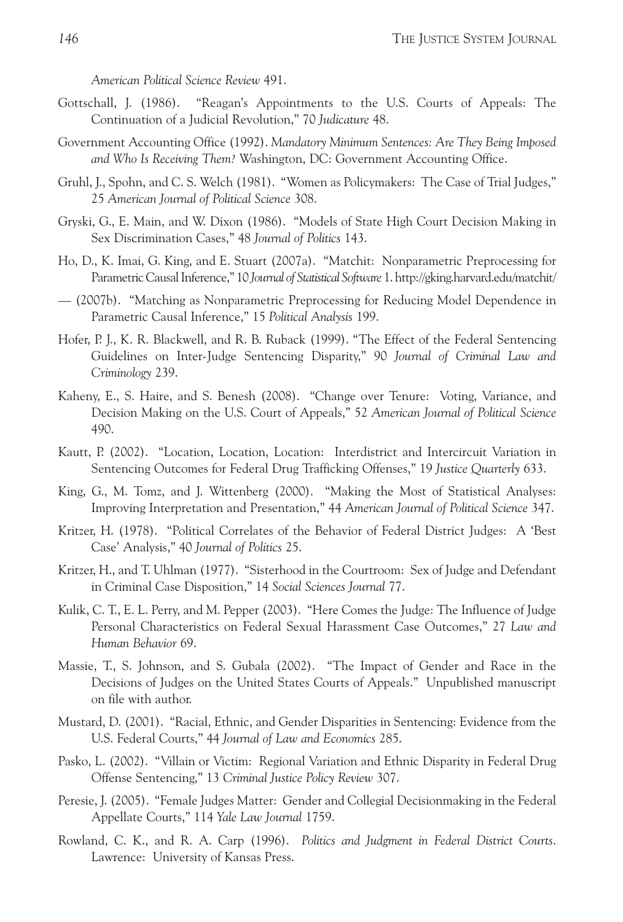*American Political Science Review* 491.

Gottschall, J. (1986). "Reagan's Appointments to the U.S. Courts of Appeals: The Continuation of a Judicial Revolution," 70 *Judicature* 48.

Government Accounting Office (1992). *Mandatory Minimum Sentences: Are They Being Imposed and Who Is Receiving Them?* Washington, DC: Government Accounting Office.

Gruhl, J., Spohn, and C. S. Welch (1981). "Women as Policymakers: The Case of Trial Judges," 25 *American Journal of Political Science* 308.

Gryski, G., E. Main, and W. Dixon (1986). "Models of State High Court Decision Making in Sex Discrimination Cases," 48 *Journal of Politics* 143.

Ho, D., K. Imai, G. King, and E. Stuart (2007a). "Matchit: Nonparametric Preprocessing for Parametric Causal Inference," 10 *Journal of Statistical Software* 1. http://gking.harvard.edu/matchit/

— (2007b). "Matching as Nonparametric Preprocessing for Reducing Model Dependence in Parametric Causal Inference," 15 *Political Analysis* 199.

Hofer, P. J., K. R. Blackwell, and R. B. Ruback (1999). "The Effect of the Federal Sentencing Guidelines on Inter-Judge Sentencing Disparity," 90 *Journal of Criminal Law and Criminology* 239.

Kaheny, E., S. Haire, and S. Benesh (2008). "Change over Tenure: Voting, Variance, and Decision Making on the U.S. Court of Appeals," 52 *American Journal of Political Science* 490.

Kautt, P. (2002). "Location, Location, Location: Interdistrict and Intercircuit Variation in Sentencing Outcomes for Federal Drug Trafficking Offenses," 19 *Justice Quarterly* 633.

King, G., M. Tomz, and J. Wittenberg (2000). "Making the Most of Statistical Analyses: Improving Interpretation and Presentation," 44 *American Journal of Political Science* 347.

Kritzer, H. (1978). "Political Correlates of the Behavior of Federal District Judges: A 'Best Case' Analysis," 40 *Journal of Politics* 25.

Kritzer, H., and T. Uhlman (1977). "Sisterhood in the Courtroom: Sex of Judge and Defendant in Criminal Case Disposition," 14 *Social Sciences Journal* 77.

Kulik, C. T., E. L. Perry, and M. Pepper (2003). "Here Comes the Judge: The Influence of Judge Personal Characteristics on Federal Sexual Harassment Case Outcomes," 27 *Law and Human Behavior* 69.

Massie, T., S. Johnson, and S. Gubala (2002). "The Impact of Gender and Race in the Decisions of Judges on the United States Courts of Appeals." Unpublished manuscript on file with author.

Mustard, D. (2001). "Racial, Ethnic, and Gender Disparities in Sentencing: Evidence from the U.S. Federal Courts," 44 *Journal of Law and Economics* 285.

Pasko, L. (2002). "Villain or Victim: Regional Variation and Ethnic Disparity in Federal Drug Offense Sentencing," 13 *Criminal Justice Policy Review* 307.

Peresie, J. (2005). "Female Judges Matter: Gender and Collegial Decisionmaking in the Federal Appellate Courts," 114 *Yale Law Journal* 1759.

Rowland, C. K., and R. A. Carp (1996). *Politics and Judgment in Federal District Courts*. Lawrence: University of Kansas Press.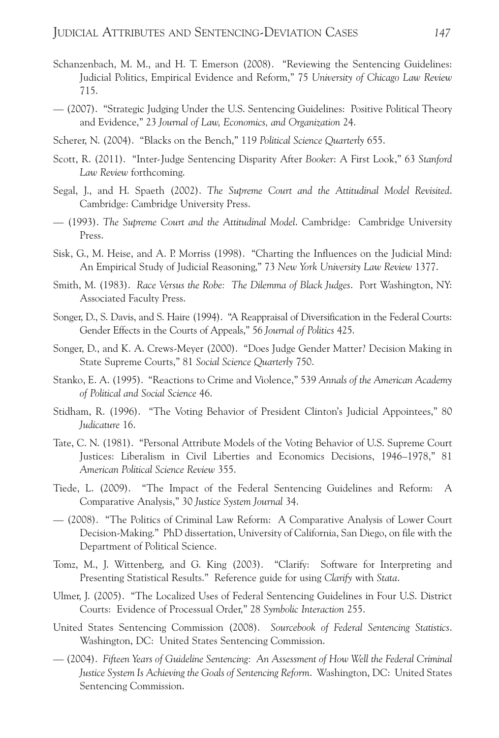Schanzenbach, M. M., and H. T. Emerson (2008). "Reviewing the Sentencing Guidelines: Judicial Politics, Empirical Evidence and Reform," 75 *University of Chicago Law Review* 715.

— (2007). "Strategic Judging Under the U.S. Sentencing Guidelines: Positive Political Theory and Evidence," 23 *Journal of Law, Economics, and Organization* 24.

Scherer, N. (2004). "Blacks on the Bench," 119 *Political Science Quarterly* 655.

Scott, R. (2011). "Inter-Judge Sentencing Disparity After *Booker*: A First Look," 63 *Stanford Law Review* forthcoming.

Segal, J., and H. Spaeth (2002). *The Supreme Court and the Attitudinal Model Revisited*. Cambridge: Cambridge University Press.

— (1993). *The Supreme Court and the Attitudinal Model*. Cambridge: Cambridge University Press.

Sisk, G., M. Heise, and A. P. Morriss (1998). "Charting the Influences on the Judicial Mind: An Empirical Study of Judicial Reasoning," 73 *New York University Law Review* 1377.

Smith, M. (1983). *Race Versus the Robe: The Dilemma of Black Judges*. Port Washington, NY: Associated Faculty Press.

Songer, D., S. Davis, and S. Haire (1994). "A Reappraisal of Diversification in the Federal Courts: Gender Effects in the Courts of Appeals," 56 *Journal of Politics* 425.

Songer, D., and K. A. Crews-Meyer (2000). "Does Judge Gender Matter? Decision Making in State Supreme Courts," 81 *Social Science Quarterly* 750.

Stanko, E. A. (1995). "Reactions to Crime and Violence," 539 *Annals of the American Academy of Political and Social Science* 46.

Stidham, R. (1996). "The Voting Behavior of President Clinton's Judicial Appointees," 80 *Judicature* 16.

Tate, C. N. (1981). "Personal Attribute Models of the Voting Behavior of U.S. Supreme Court Justices: Liberalism in Civil Liberties and Economics Decisions, 1946–1978," 81 *American Political Science Review* 355.

Tiede, L. (2009). "The Impact of the Federal Sentencing Guidelines and Reform: A Comparative Analysis," 30 *Justice System Journal* 34.

— (2008). "The Politics of Criminal Law Reform: A Comparative Analysis of Lower Court Decision-Making." PhD dissertation, University of California, San Diego, on file with the Department of Political Science.

Tomz, M., J. Wittenberg, and G. King (2003). "Clarify: Software for Interpreting and Presenting Statistical Results." Reference guide for using *Clarify* with *Stata*.

Ulmer, J. (2005). "The Localized Uses of Federal Sentencing Guidelines in Four U.S. District Courts: Evidence of Processual Order," 28 *Symbolic Interaction* 255.

United States Sentencing Commission (2008). *Sourcebook of Federal Sentencing Statistics*. Washington, DC: United States Sentencing Commission.

— (2004). *Fifteen Years of Guideline Sentencing: An Assessment of How Well the Federal Criminal Justice System Is Achieving the Goals of Sentencing Reform*. Washington, DC: United States Sentencing Commission.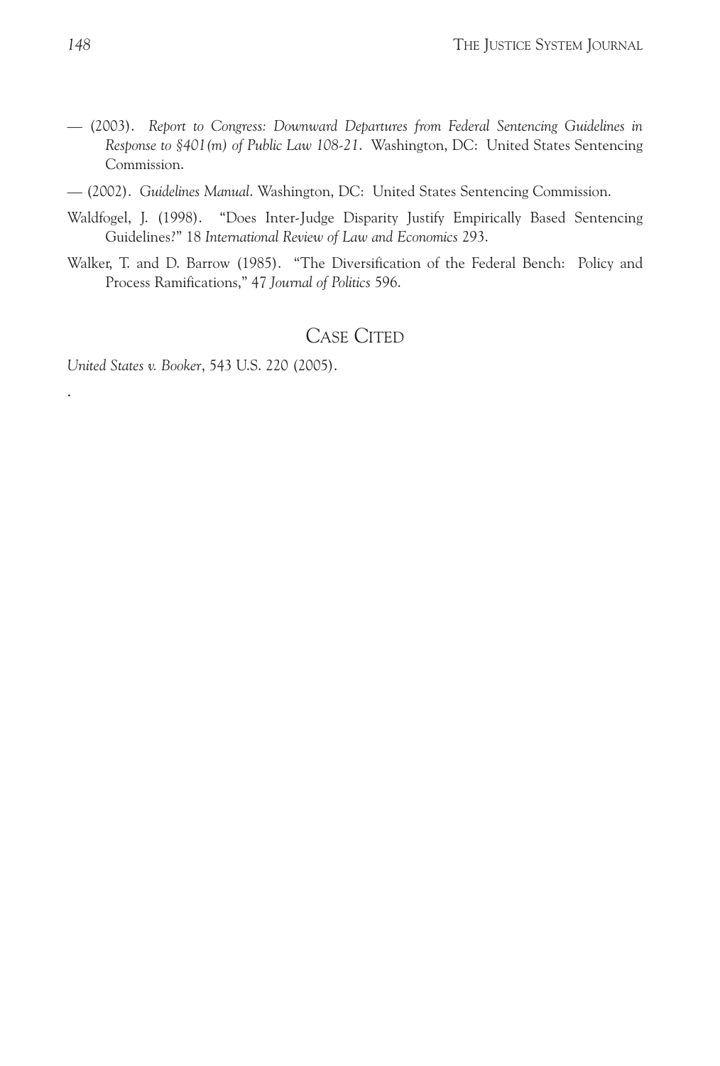— (2003). *Report to Congress: Downward Departures from Federal Sentencing Guidelines in Response to §401(m) of Public Law 108-21.* Washington, DC: United States Sentencing Commission.

— (2002). *Guidelines Manual.* Washington, DC: United States Sentencing Commission.

Waldfogel, J. (1998). "Does Inter-Judge Disparity Justify Empirically Based Sentencing Guidelines?" 18 *International Review of Law and Economics* 293.

Walker, T. and D. Barrow (1985). "The Diversification of the Federal Bench: Policy and Process Ramifications," 47 *Journal of Politics* 596.

## CASE CITED

*United States v. Booker*, 543 U.S. 220 (2005).

.